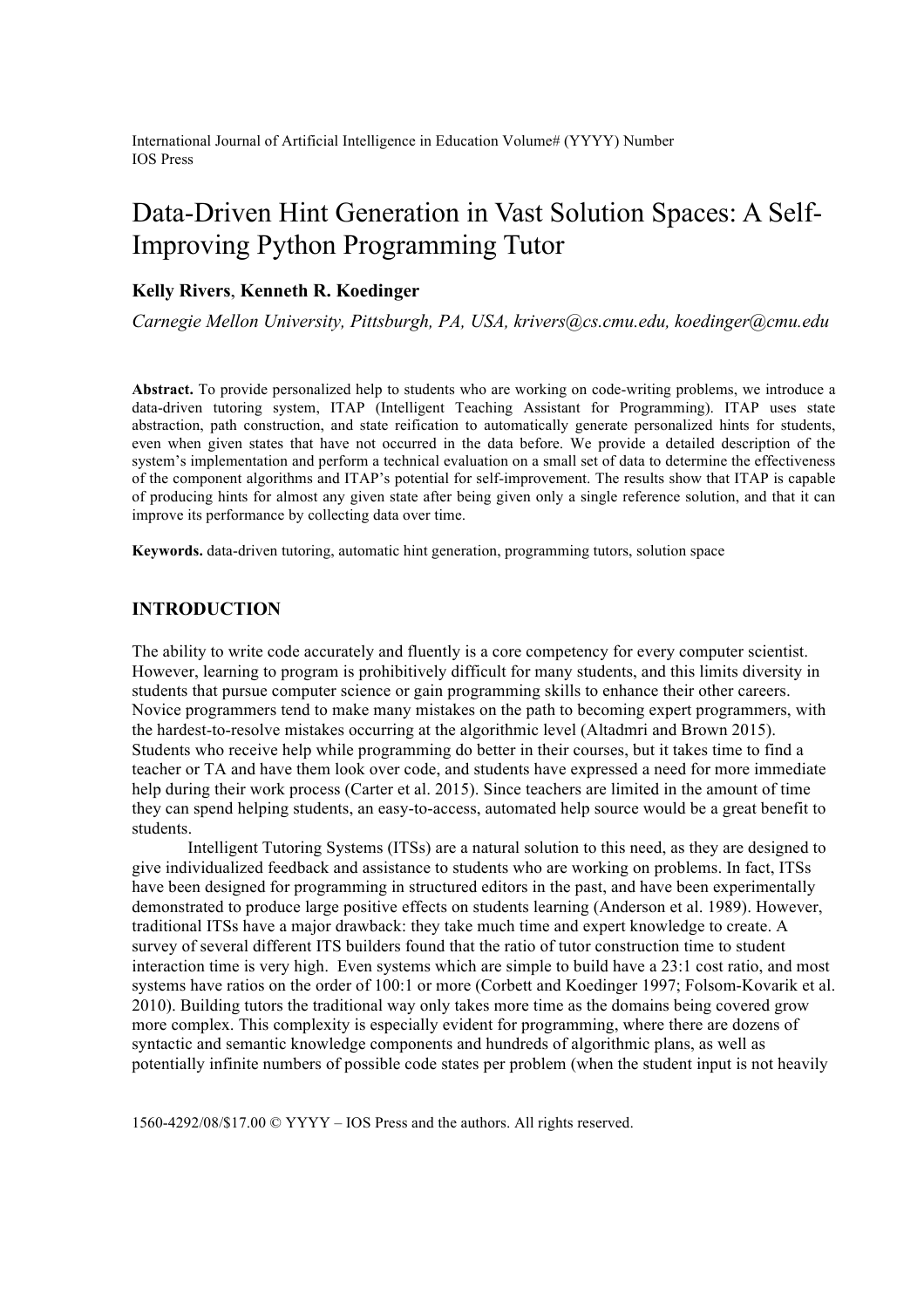# Data-Driven Hint Generation in Vast Solution Spaces: A Self-Improving Python Programming Tutor

**Kelly Rivers**, **Kenneth R. Koedinger**

*Carnegie Mellon University, Pittsburgh, PA, USA, krivers@cs.cmu.edu, koedinger@cmu.edu*

**Abstract.** To provide personalized help to students who are working on code-writing problems, we introduce a data-driven tutoring system, ITAP (Intelligent Teaching Assistant for Programming). ITAP uses state abstraction, path construction, and state reification to automatically generate personalized hints for students, even when given states that have not occurred in the data before. We provide a detailed description of the system's implementation and perform a technical evaluation on a small set of data to determine the effectiveness of the component algorithms and ITAP's potential for self-improvement. The results show that ITAP is capable of producing hints for almost any given state after being given only a single reference solution, and that it can improve its performance by collecting data over time.

**Keywords.** data-driven tutoring, automatic hint generation, programming tutors, solution space

## INTRODUCTION

The ability to write code accurately and fluently is a core competency for every computer scientist. However, learning to program is prohibitively difficult for many students, and this limits diversity in students that pursue computer science or gain programming skills to enhance their other careers. Novice programmers tend to make many mistakes on the path to becoming expert programmers, with the hardest-to-resolve mistakes occurring at the algorithmic level (Altadmri and Brown 2015). Students who receive help while programming do better in their courses, but it takes time to find a teacher or TA and have them look over code, and students have expressed a need for more immediate help during their work process (Carter et al. 2015). Since teachers are limited in the amount of time they can spend helping students, an easy-to-access, automated help source would be a great benefit to students.

Intelligent Tutoring Systems (ITSs) are a natural solution to this need, as they are designed to give individualized feedback and assistance to students who are working on problems. In fact, ITSs have been designed for programming in structured editors in the past, and have been experimentally demonstrated to produce large positive effects on students learning (Anderson et al. 1989). However, traditional ITSs have a major drawback: they take much time and expert knowledge to create. A survey of several different ITS builders found that the ratio of tutor construction time to student interaction time is very high. Even systems which are simple to build have a 23:1 cost ratio, and most systems have ratios on the order of 100:1 or more (Corbett and Koedinger 1997; Folsom-Kovarik et al. 2010). Building tutors the traditional way only takes more time as the domains being covered grow more complex. This complexity is especially evident for programming, where there are dozens of syntactic and semantic knowledge components and hundreds of algorithmic plans, as well as potentially infinite numbers of possible code states per problem (when the student input is not heavily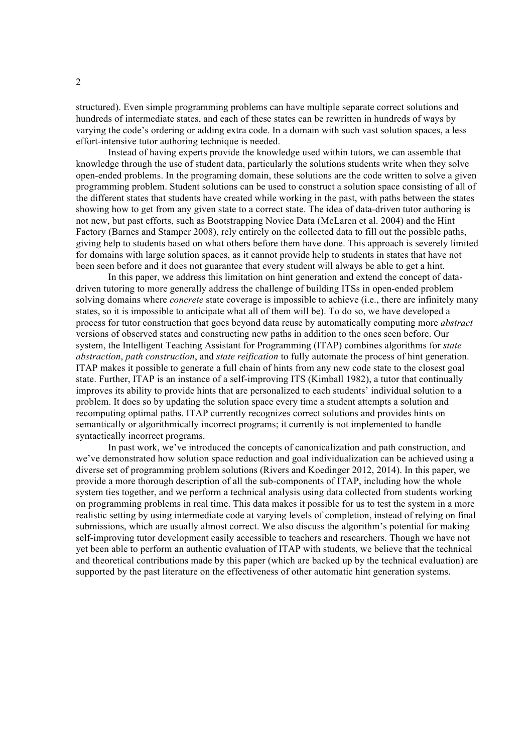structured). Even simple programming problems can have multiple separate correct solutions and hundreds of intermediate states, and each of these states can be rewritten in hundreds of ways by varying the code's ordering or adding extra code. In a domain with such vast solution spaces, a less effort-intensive tutor authoring technique is needed.

Instead of having experts provide the knowledge used within tutors, we can assemble that knowledge through the use of student data, particularly the solutions students write when they solve open-ended problems. In the programing domain, these solutions are the code written to solve a given programming problem. Student solutions can be used to construct a solution space consisting of all of the different states that students have created while working in the past, with paths between the states showing how to get from any given state to a correct state. The idea of data-driven tutor authoring is not new, but past efforts, such as Bootstrapping Novice Data (McLaren et al. 2004) and the Hint Factory (Barnes and Stamper 2008), rely entirely on the collected data to fill out the possible paths, giving help to students based on what others before them have done. This approach is severely limited for domains with large solution spaces, as it cannot provide help to students in states that have not been seen before and it does not guarantee that every student will always be able to get a hint.

In this paper, we address this limitation on hint generation and extend the concept of data-driven tutoring to more generally address the challenge of building ITSs in open-ended problem solving domains where *concrete* state coverage is impossible to achieve (i.e., there are infinitely many states, so it is impossible to anticipate what all of them will be). To do so, we have developed a process for tutor construction that goes beyond data reuse by automatically computing more *abstract* versions of observed states and constructing new paths in addition to the ones seen before. Our system, the Intelligent Teaching Assistant for Programming (ITAP) combines algorithms for *state abstraction*, *path construction*, and *state reification* to fully automate the process of hint generation. ITAP makes it possible to generate a full chain of hints from any new code state to the closest goal state. Further, ITAP is an instance of a self-improving ITS (Kimball 1982), a tutor that continually improves its ability to provide hints that are personalized to each students' individual solution to a problem. It does so by updating the solution space every time a student attempts a solution and recomputing optimal paths. ITAP currently recognizes correct solutions and provides hints on semantically or algorithmically incorrect programs; it currently is not implemented to handle syntactically incorrect programs.

In past work, we've introduced the concepts of canonicalization and path construction, and we've demonstrated how solution space reduction and goal individualization can be achieved using a diverse set of programming problem solutions (Rivers and Koedinger 2012, 2014). In this paper, we provide a more thorough description of all the sub-components of ITAP, including how the whole system ties together, and we perform a technical analysis using data collected from students working on programming problems in real time. This data makes it possible for us to test the system in a more realistic setting by using intermediate code at varying levels of completion, instead of relying on final submissions, which are usually almost correct. We also discuss the algorithm's potential for making self-improving tutor development easily accessible to teachers and researchers. Though we have not yet been able to perform an authentic evaluation of ITAP with students, we believe that the technical and theoretical contributions made by this paper (which are backed up by the technical evaluation) are supported by the past literature on the effectiveness of other automatic hint generation systems.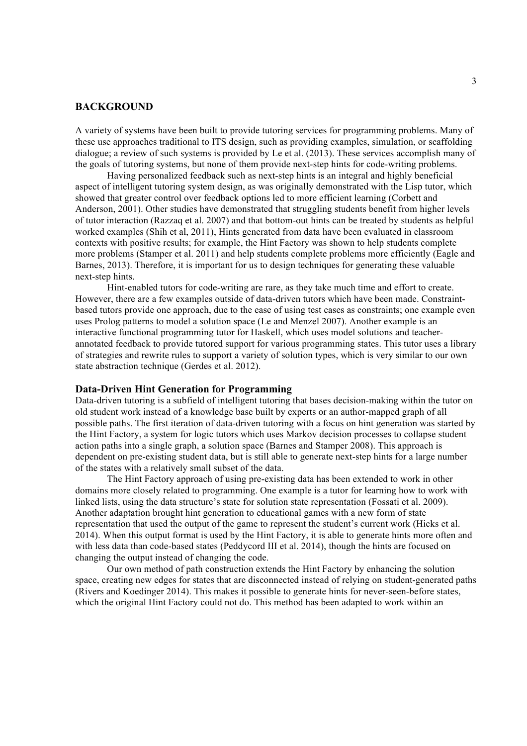## BACKGROUND

A variety of systems have been built to provide tutoring services for programming problems. Many of these use approaches traditional to ITS design, such as providing examples, simulation, or scaffolding dialogue; a review of such systems is provided by Le et al. (2013). These services accomplish many of the goals of tutoring systems, but none of them provide next-step hints for code-writing problems.

Having personalized feedback such as next-step hints is an integral and highly beneficial aspect of intelligent tutoring system design, as was originally demonstrated with the Lisp tutor, which showed that greater control over feedback options led to more efficient learning (Corbett and Anderson, 2001). Other studies have demonstrated that struggling students benefit from higher levels of tutor interaction (Razzaq et al. 2007) and that bottom-out hints can be treated by students as helpful worked examples (Shih et al, 2011), Hints generated from data have been evaluated in classroom contexts with positive results; for example, the Hint Factory was shown to help students complete more problems (Stamper et al. 2011) and help students complete problems more efficiently (Eagle and Barnes, 2013). Therefore, it is important for us to design techniques for generating these valuable next-step hints.

Hint-enabled tutors for code-writing are rare, as they take much time and effort to create. However, there are a few examples outside of data-driven tutors which have been made. Constraint-based tutors provide one approach, due to the ease of using test cases as constraints; one example even uses Prolog patterns to model a solution space (Le and Menzel 2007). Another example is an interactive functional programming tutor for Haskell, which uses model solutions and teacher-annotated feedback to provide tutored support for various programming states. This tutor uses a library of strategies and rewrite rules to support a variety of solution types, which is very similar to our own state abstraction technique (Gerdes et al. 2012).

### Data-Driven Hint Generation for Programming

Data-driven tutoring is a subfield of intelligent tutoring that bases decision-making within the tutor on old student work instead of a knowledge base built by experts or an author-mapped graph of all possible paths. The first iteration of data-driven tutoring with a focus on hint generation was started by the Hint Factory, a system for logic tutors which uses Markov decision processes to collapse student action paths into a single graph, a solution space (Barnes and Stamper 2008). This approach is dependent on pre-existing student data, but is still able to generate next-step hints for a large number of the states with a relatively small subset of the data.

The Hint Factory approach of using pre-existing data has been extended to work in other domains more closely related to programming. One example is a tutor for learning how to work with linked lists, using the data structure's state for solution state representation (Fossati et al. 2009). Another adaptation brought hint generation to educational games with a new form of state representation that used the output of the game to represent the student's current work (Hicks et al. 2014). When this output format is used by the Hint Factory, it is able to generate hints more often and with less data than code-based states (Peddycord III et al. 2014), though the hints are focused on changing the output instead of changing the code.

Our own method of path construction extends the Hint Factory by enhancing the solution space, creating new edges for states that are disconnected instead of relying on student-generated paths (Rivers and Koedinger 2014). This makes it possible to generate hints for never-seen-before states, which the original Hint Factory could not do. This method has been adapted to work within an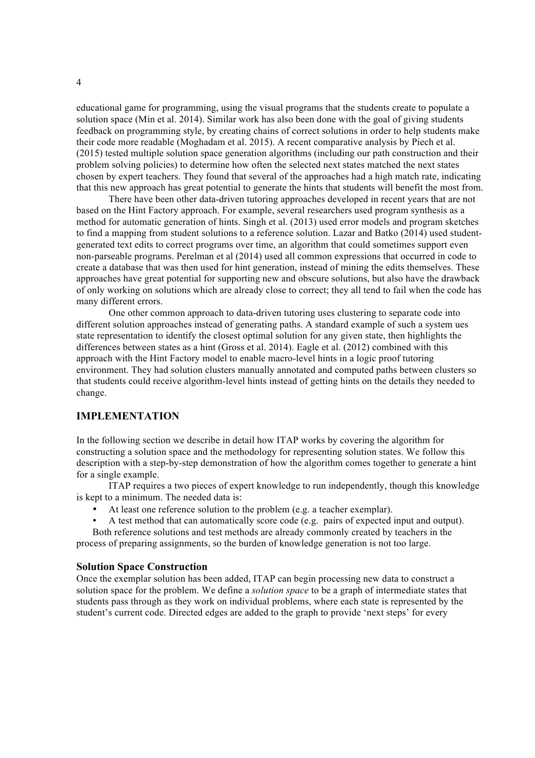educational game for programming, using the visual programs that the students create to populate a solution space (Min et al. 2014). Similar work has also been done with the goal of giving students feedback on programming style, by creating chains of correct solutions in order to help students make their code more readable (Moghadam et al. 2015). A recent comparative analysis by Piech et al. (2015) tested multiple solution space generation algorithms (including our path construction and their problem solving policies) to determine how often the selected next states matched the next states chosen by expert teachers. They found that several of the approaches had a high match rate, indicating that this new approach has great potential to generate the hints that students will benefit the most from.

There have been other data-driven tutoring approaches developed in recent years that are not based on the Hint Factory approach. For example, several researchers used program synthesis as a method for automatic generation of hints. Singh et al. (2013) used error models and program sketches to find a mapping from student solutions to a reference solution. Lazar and Batko (2014) used student-generated text edits to correct programs over time, an algorithm that could sometimes support even non-parseable programs. Perelman et al (2014) used all common expressions that occurred in code to create a database that was then used for hint generation, instead of mining the edits themselves. These approaches have great potential for supporting new and obscure solutions, but also have the drawback of only working on solutions which are already close to correct; they all tend to fail when the code has many different errors.

One other common approach to data-driven tutoring uses clustering to separate code into different solution approaches instead of generating paths. A standard example of such a system ues state representation to identify the closest optimal solution for any given state, then highlights the differences between states as a hint (Gross et al. 2014). Eagle et al. (2012) combined with this approach with the Hint Factory model to enable macro-level hints in a logic proof tutoring environment. They had solution clusters manually annotated and computed paths between clusters so that students could receive algorithm-level hints instead of getting hints on the details they needed to change.

## IMPLEMENTATION

In the following section we describe in detail how ITAP works by covering the algorithm for constructing a solution space and the methodology for representing solution states. We follow this description with a step-by-step demonstration of how the algorithm comes together to generate a hint for a single example.

ITAP requires a two pieces of expert knowledge to run independently, though this knowledge is kept to a minimum. The needed data is:

- At least one reference solution to the problem (e.g. a teacher exemplar).
- A test method that can automatically score code (e.g. pairs of expected input and output).

Both reference solutions and test methods are already commonly created by teachers in the process of preparing assignments, so the burden of knowledge generation is not too large.

### Solution Space Construction

Once the exemplar solution has been added, ITAP can begin processing new data to construct a solution space for the problem. We define a *solution space* to be a graph of intermediate states that students pass through as they work on individual problems, where each state is represented by the student's current code. Directed edges are added to the graph to provide 'next steps' for every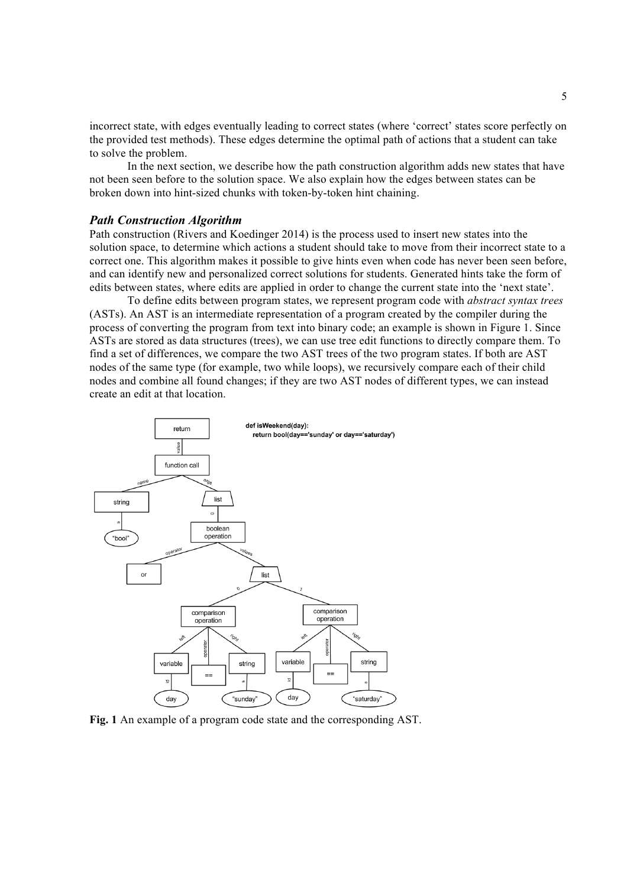incorrect state, with edges eventually leading to correct states (where 'correct' states score perfectly on the provided test methods). These edges determine the optimal path of actions that a student can take to solve the problem.

In the next section, we describe how the path construction algorithm adds new states that have not been seen before to the solution space. We also explain how the edges between states can be broken down into hint-sized chunks with token-by-token hint chaining.

### *Path Construction Algorithm*

Path construction (Rivers and Koedinger 2014) is the process used to insert new states into the solution space, to determine which actions a student should take to move from their incorrect state to a correct one. This algorithm makes it possible to give hints even when code has never been seen before, and can identify new and personalized correct solutions for students. Generated hints take the form of edits between states, where edits are applied in order to change the current state into the 'next state'.

To define edits between program states, we represent program code with *abstract syntax trees* (ASTs). An AST is an intermediate representation of a program created by the compiler during the process of converting the program from text into binary code; an example is shown in Figure 1. Since ASTs are stored as data structures (trees), we can use tree edit functions to directly compare them. To find a set of differences, we compare the two AST trees of the two program states. If both are AST nodes of the same type (for example, two while loops), we recursively compare each of their child nodes and combine all found changes; if they are two AST nodes of different types, we can instead create an edit at that location.

```
def isWeekend(day):
    return bool(day=='sunday' or day=='saturday')
```

**Fig. 1** An example of a program code state and the corresponding AST.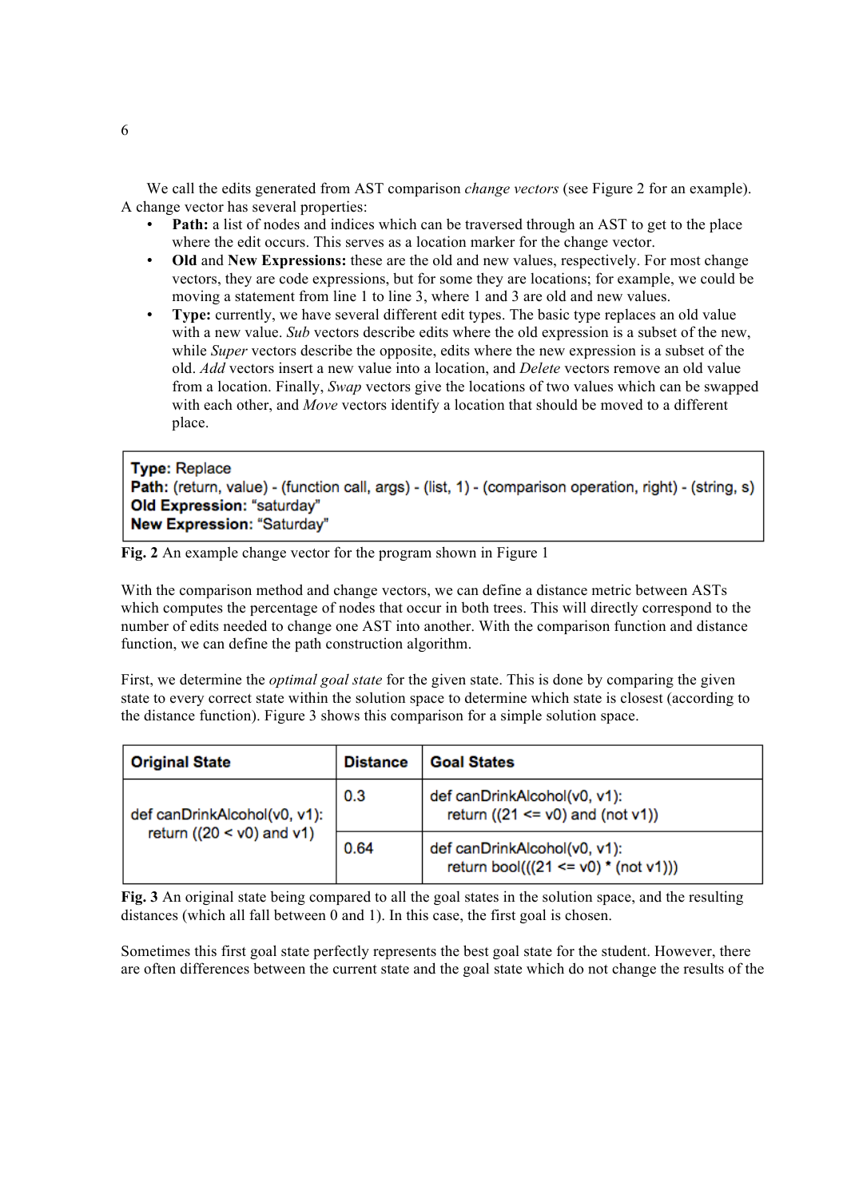We call the edits generated from AST comparison *change vectors* (see Figure 2 for an example). A change vector has several properties:

- **Path:** a list of nodes and indices which can be traversed through an AST to get to the place where the edit occurs. This serves as a location marker for the change vector.
- **Old** and **New Expressions:** these are the old and new values, respectively. For most change vectors, they are code expressions, but for some they are locations; for example, we could be moving a statement from line 1 to line 3, where 1 and 3 are old and new values.
- **Type:** currently, we have several different edit types. The basic type replaces an old value with a new value. *Sub* vectors describe edits where the old expression is a subset of the new, while *Super* vectors describe the opposite, edits where the new expression is a subset of the old. *Add* vectors insert a new value into a location, and *Delete* vectors remove an old value from a location. Finally, *Swap* vectors give the locations of two values which can be swapped with each other, and *Move* vectors identify a location that should be moved to a different place.

```
Type: Replace
Path: (return, value) - (function call, args) - (list, 1) - (comparison operation, right) - (string, s)
Old Expression: "saturday"
New Expression: "Saturday"
```

**Fig. 2** An example change vector for the program shown in Figure 1

With the comparison method and change vectors, we can define a distance metric between ASTs which computes the percentage of nodes that occur in both trees. This will directly correspond to the number of edits needed to change one AST into another. With the comparison function and distance function, we can define the path construction algorithm.

First, we determine the *optimal goal state* for the given state. This is done by comparing the given state to every correct state within the solution space to determine which state is closest (according to the distance function). Figure 3 shows this comparison for a simple solution space.

| Original State | Distance | Goal States |
|---|---|---|
| `def canDrinkAlcohol(v0, v1): return ((20 < v0) and v1)` | 0.3 | `def canDrinkAlcohol(v0, v1): return ((21 <= v0) and (not v1))` |
| | 0.64 | `def canDrinkAlcohol(v0, v1): return bool(((21 <= v0) * (not v1)))` |

**Fig. 3** An original state being compared to all the goal states in the solution space, and the resulting distances (which all fall between 0 and 1). In this case, the first goal is chosen.

Sometimes this first goal state perfectly represents the best goal state for the student. However, there are often differences between the current state and the goal state which do not change the results of the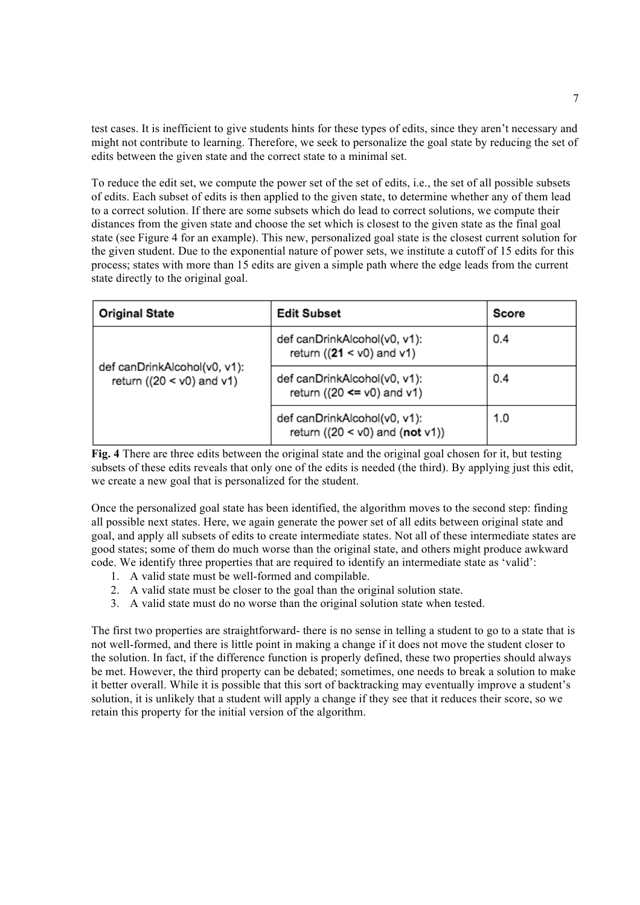test cases. It is inefficient to give students hints for these types of edits, since they aren't necessary and might not contribute to learning. Therefore, we seek to personalize the goal state by reducing the set of edits between the given state and the correct state to a minimal set.

To reduce the edit set, we compute the power set of the set of edits, i.e., the set of all possible subsets of edits. Each subset of edits is then applied to the given state, to determine whether any of them lead to a correct solution. If there are some subsets which do lead to correct solutions, we compute their distances from the given state and choose the set which is closest to the given state as the final goal state (see Figure 4 for an example). This new, personalized goal state is the closest current solution for the given student. Due to the exponential nature of power sets, we institute a cutoff of 15 edits for this process; states with more than 15 edits are given a simple path where the edge leads from the current state directly to the original goal.

| Original State | Edit Subset | Score |
|---|---|---|
| def canDrinkAlcohol(v0, v1): return ((20 < v0) and v1) | def canDrinkAlcohol(v0, v1): return ((**21** < v0) and v1) | 0.4 |
| | def canDrinkAlcohol(v0, v1): return ((20 **<=** v0) and v1) | 0.4 |
| | def canDrinkAlcohol(v0, v1): return ((20 < v0) and (**not** v1)) | 1.0 |

**Fig. 4** There are three edits between the original state and the original goal chosen for it, but testing subsets of these edits reveals that only one of the edits is needed (the third). By applying just this edit, we create a new goal that is personalized for the student.

Once the personalized goal state has been identified, the algorithm moves to the second step: finding all possible next states. Here, we again generate the power set of all edits between original state and goal, and apply all subsets of edits to create intermediate states. Not all of these intermediate states are good states; some of them do much worse than the original state, and others might produce awkward code. We identify three properties that are required to identify an intermediate state as 'valid':

1. A valid state must be well-formed and compilable.
2. A valid state must be closer to the goal than the original solution state.
3. A valid state must do no worse than the original solution state when tested.

The first two properties are straightforward- there is no sense in telling a student to go to a state that is not well-formed, and there is little point in making a change if it does not move the student closer to the solution. In fact, if the difference function is properly defined, these two properties should always be met. However, the third property can be debated; sometimes, one needs to break a solution to make it better overall. While it is possible that this sort of backtracking may eventually improve a student's solution, it is unlikely that a student will apply a change if they see that it reduces their score, so we retain this property for the initial version of the algorithm.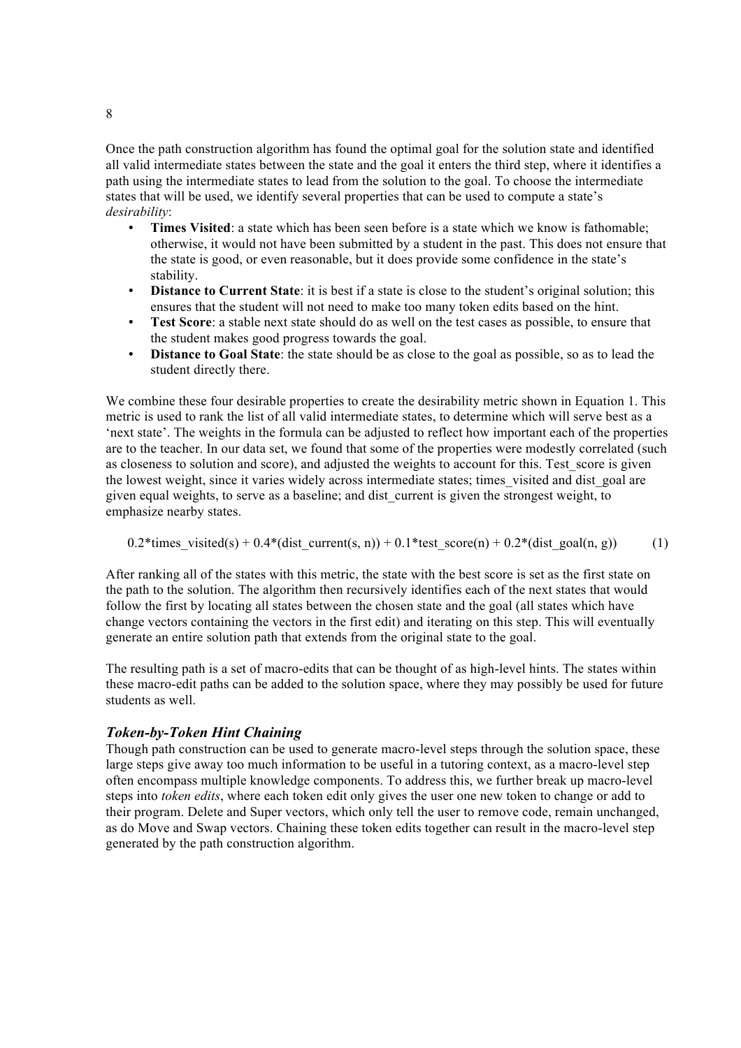Once the path construction algorithm has found the optimal goal for the solution state and identified all valid intermediate states between the state and the goal it enters the third step, where it identifies a path using the intermediate states to lead from the solution to the goal. To choose the intermediate states that will be used, we identify several properties that can be used to compute a state's *desirability*:

- **Times Visited**: a state which has been seen before is a state which we know is fathomable; otherwise, it would not have been submitted by a student in the past. This does not ensure that the state is good, or even reasonable, but it does provide some confidence in the state's stability.
- **Distance to Current State**: it is best if a state is close to the student's original solution; this ensures that the student will not need to make too many token edits based on the hint.
- **Test Score**: a stable next state should do as well on the test cases as possible, to ensure that the student makes good progress towards the goal.
- **Distance to Goal State**: the state should be as close to the goal as possible, so as to lead the student directly there.

We combine these four desirable properties to create the desirability metric shown in Equation 1. This metric is used to rank the list of all valid intermediate states, to determine which will serve best as a 'next state'. The weights in the formula can be adjusted to reflect how important each of the properties are to the teacher. In our data set, we found that some of the properties were modestly correlated (such as closeness to solution and score), and adjusted the weights to account for this. Test_score is given the lowest weight, since it varies widely across intermediate states; times_visited and dist_goal are given equal weights, to serve as a baseline; and dist_current is given the strongest weight, to emphasize nearby states.

$$0.2 \cdot \text{times\_visited}(s) + 0.4 \cdot (\text{dist\_current}(s, n)) + 0.1 \cdot \text{test\_score}(n) + 0.2 \cdot (\text{dist\_goal}(n, g)) \quad (1)$$

After ranking all of the states with this metric, the state with the best score is set as the first state on the path to the solution. The algorithm then recursively identifies each of the next states that would follow the first by locating all states between the chosen state and the goal (all states which have change vectors containing the vectors in the first edit) and iterating on this step. This will eventually generate an entire solution path that extends from the original state to the goal.

The resulting path is a set of macro-edits that can be thought of as high-level hints. The states within these macro-edit paths can be added to the solution space, where they may possibly be used for future students as well.

### *Token-by-Token Hint Chaining*

Though path construction can be used to generate macro-level steps through the solution space, these large steps give away too much information to be useful in a tutoring context, as a macro-level step often encompass multiple knowledge components. To address this, we further break up macro-level steps into *token edits*, where each token edit only gives the user one new token to change or add to their program. Delete and Super vectors, which only tell the user to remove code, remain unchanged, as do Move and Swap vectors. Chaining these token edits together can result in the macro-level step generated by the path construction algorithm.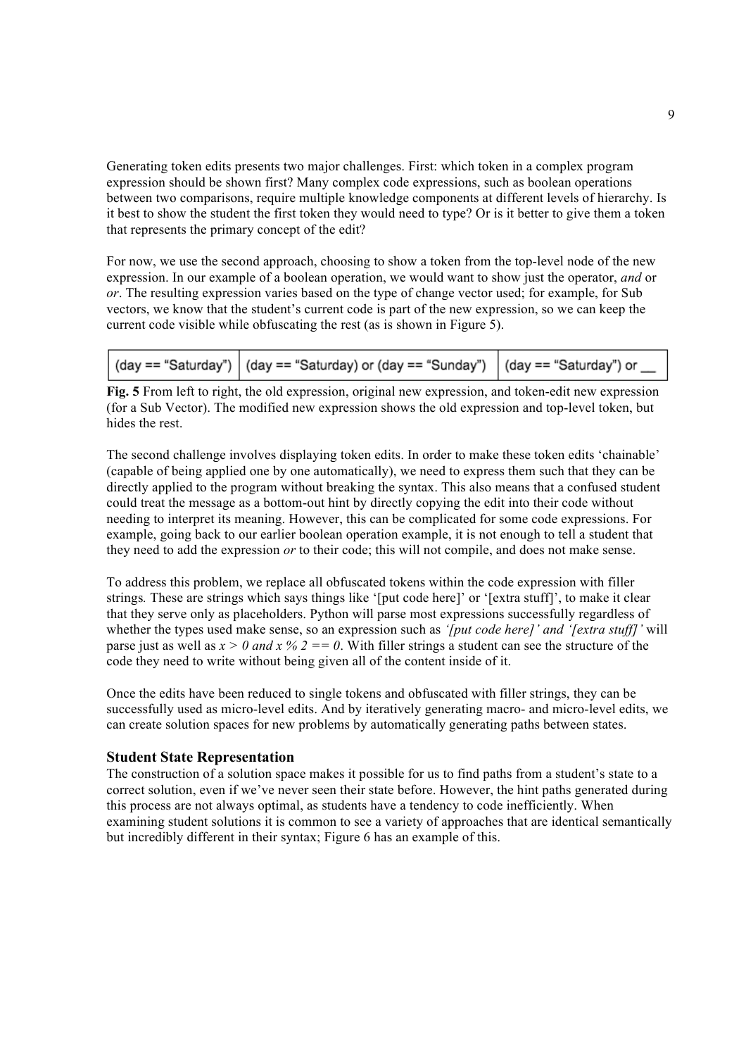Generating token edits presents two major challenges. First: which token in a complex program expression should be shown first? Many complex code expressions, such as boolean operations between two comparisons, require multiple knowledge components at different levels of hierarchy. Is it best to show the student the first token they would need to type? Or is it better to give them a token that represents the primary concept of the edit?

For now, we use the second approach, choosing to show a token from the top-level node of the new expression. In our example of a boolean operation, we would want to show just the operator, *and* or *or*. The resulting expression varies based on the type of change vector used; for example, for Sub vectors, we know that the student's current code is part of the new expression, so we can keep the current code visible while obfuscating the rest (as is shown in Figure 5).

| (day == "Saturday") | (day == "Saturday) or (day == "Sunday") | (day == "Saturday") or __ |
|---|---|---|

**Fig. 5** From left to right, the old expression, original new expression, and token-edit new expression (for a Sub Vector). The modified new expression shows the old expression and top-level token, but hides the rest.

The second challenge involves displaying token edits. In order to make these token edits 'chainable' (capable of being applied one by one automatically), we need to express them such that they can be directly applied to the program without breaking the syntax. This also means that a confused student could treat the message as a bottom-out hint by directly copying the edit into their code without needing to interpret its meaning. However, this can be complicated for some code expressions. For example, going back to our earlier boolean operation example, it is not enough to tell a student that they need to add the expression *or* to their code; this will not compile, and does not make sense.

To address this problem, we replace all obfuscated tokens within the code expression with filler strings*.* These are strings which says things like '[put code here]' or '[extra stuff]', to make it clear that they serve only as placeholders. Python will parse most expressions successfully regardless of whether the types used make sense, so an expression such as *'[put code here]' and '[extra stuff]'* will parse just as well as *x > 0 and x % 2 == 0*. With filler strings a student can see the structure of the code they need to write without being given all of the content inside of it.

Once the edits have been reduced to single tokens and obfuscated with filler strings, they can be successfully used as micro-level edits. And by iteratively generating macro- and micro-level edits, we can create solution spaces for new problems by automatically generating paths between states.

### Student State Representation

The construction of a solution space makes it possible for us to find paths from a student's state to a correct solution, even if we've never seen their state before. However, the hint paths generated during this process are not always optimal, as students have a tendency to code inefficiently. When examining student solutions it is common to see a variety of approaches that are identical semantically but incredibly different in their syntax; Figure 6 has an example of this.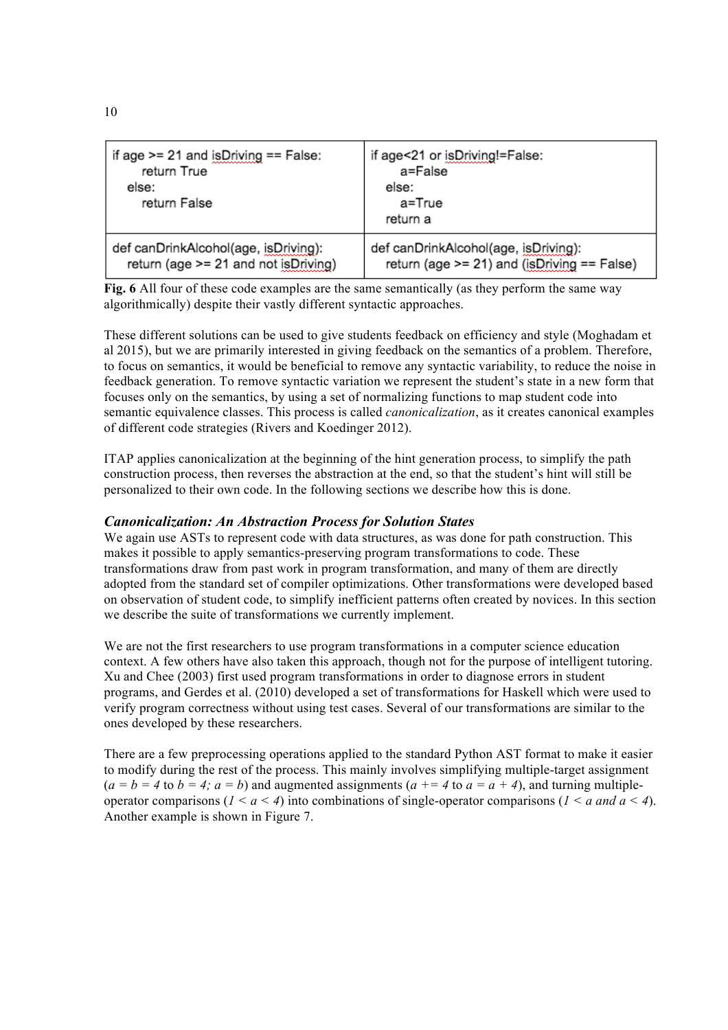| | |
|---|---|
| <pre>if age >= 21 and isDriving == False:<br>    return True<br>else:<br>    return False</pre> | <pre>if age<21 or isDriving!=False:<br>    a=False<br>else:<br>    a=True<br>return a</pre> |
| <pre>def canDrinkAlcohol(age, isDriving):<br>    return (age >= 21 and not isDriving)</pre> | <pre>def canDrinkAlcohol(age, isDriving):<br>    return (age >= 21) and (isDriving == False)</pre> |

**Fig. 6** All four of these code examples are the same semantically (as they perform the same way algorithmically) despite their vastly different syntactic approaches.

These different solutions can be used to give students feedback on efficiency and style (Moghadam et al 2015), but we are primarily interested in giving feedback on the semantics of a problem. Therefore, to focus on semantics, it would be beneficial to remove any syntactic variability, to reduce the noise in feedback generation. To remove syntactic variation we represent the student's state in a new form that focuses only on the semantics, by using a set of normalizing functions to map student code into semantic equivalence classes. This process is called *canonicalization*, as it creates canonical examples of different code strategies (Rivers and Koedinger 2012).

ITAP applies canonicalization at the beginning of the hint generation process, to simplify the path construction process, then reverses the abstraction at the end, so that the student's hint will still be personalized to their own code. In the following sections we describe how this is done.

### *Canonicalization: An Abstraction Process for Solution States*

We again use ASTs to represent code with data structures, as was done for path construction. This makes it possible to apply semantics-preserving program transformations to code. These transformations draw from past work in program transformation, and many of them are directly adopted from the standard set of compiler optimizations. Other transformations were developed based on observation of student code, to simplify inefficient patterns often created by novices. In this section we describe the suite of transformations we currently implement.

We are not the first researchers to use program transformations in a computer science education context. A few others have also taken this approach, though not for the purpose of intelligent tutoring. Xu and Chee (2003) first used program transformations in order to diagnose errors in student programs, and Gerdes et al. (2010) developed a set of transformations for Haskell which were used to verify program correctness without using test cases. Several of our transformations are similar to the ones developed by these researchers.

There are a few preprocessing operations applied to the standard Python AST format to make it easier to modify during the rest of the process. This mainly involves simplifying multiple-target assignment (*a = b = 4* to *b = 4; a = b*) and augmented assignments (*a += 4* to *a = a + 4*), and turning multiple-operator comparisons (*1 < a < 4*) into combinations of single-operator comparisons (*1 < a and a < 4*). Another example is shown in Figure 7.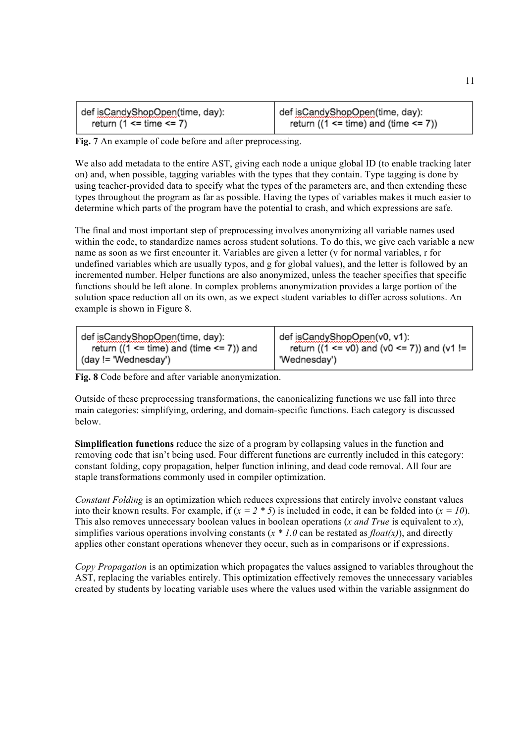| def isCandyShopOpen(time, day):<br>return (1 <= time <= 7) | def isCandyShopOpen(time, day):<br>return ((1 <= time) and (time <= 7)) |
|---|---|

**Fig. 7** An example of code before and after preprocessing.

We also add metadata to the entire AST, giving each node a unique global ID (to enable tracking later on) and, when possible, tagging variables with the types that they contain. Type tagging is done by using teacher-provided data to specify what the types of the parameters are, and then extending these types throughout the program as far as possible. Having the types of variables makes it much easier to determine which parts of the program have the potential to crash, and which expressions are safe.

The final and most important step of preprocessing involves anonymizing all variable names used within the code, to standardize names across student solutions. To do this, we give each variable a new name as soon as we first encounter it. Variables are given a letter (v for normal variables, r for undefined variables which are usually typos, and g for global values), and the letter is followed by an incremented number. Helper functions are also anonymized, unless the teacher specifies that specific functions should be left alone. In complex problems anonymization provides a large portion of the solution space reduction all on its own, as we expect student variables to differ across solutions. An example is shown in Figure 8.

| def isCandyShopOpen(time, day):<br>return ((1 <= time) and (time <= 7)) and (day != 'Wednesday') | def isCandyShopOpen(v0, v1):<br>return ((1 <= v0) and (v0 <= 7)) and (v1 != 'Wednesday') |
|---|---|

**Fig. 8** Code before and after variable anonymization.

Outside of these preprocessing transformations, the canonicalizing functions we use fall into three main categories: simplifying, ordering, and domain-specific functions. Each category is discussed below.

**Simplification functions** reduce the size of a program by collapsing values in the function and removing code that isn't being used. Four different functions are currently included in this category: constant folding, copy propagation, helper function inlining, and dead code removal. All four are staple transformations commonly used in compiler optimization.

*Constant Folding* is an optimization which reduces expressions that entirely involve constant values into their known results. For example, if (*x = 2 * 5*) is included in code, it can be folded into (*x = 10*). This also removes unnecessary boolean values in boolean operations (*x and True* is equivalent to *x*), simplifies various operations involving constants (*x * 1.0* can be restated as *float(x)*), and directly applies other constant operations whenever they occur, such as in comparisons or if expressions.

*Copy Propagation* is an optimization which propagates the values assigned to variables throughout the AST, replacing the variables entirely. This optimization effectively removes the unnecessary variables created by students by locating variable uses where the values used within the variable assignment do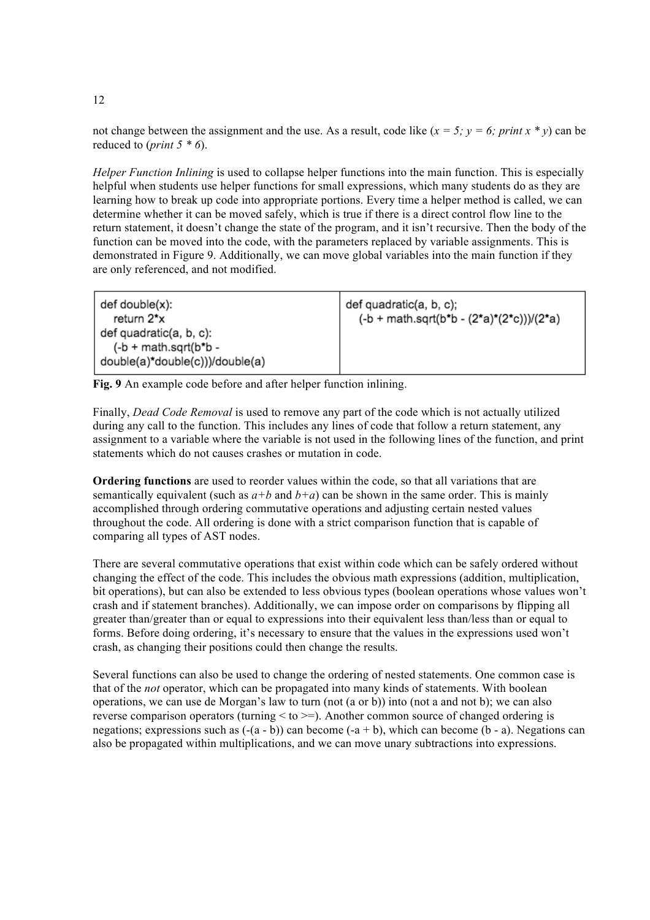not change between the assignment and the use. As a result, code like (*x = 5; y = 6; print x * y*) can be reduced to (*print 5 * 6*).

*Helper Function Inlining* is used to collapse helper functions into the main function. This is especially helpful when students use helper functions for small expressions, which many students do as they are learning how to break up code into appropriate portions. Every time a helper method is called, we can determine whether it can be moved safely, which is true if there is a direct control flow line to the return statement, it doesn't change the state of the program, and it isn't recursive. Then the body of the function can be moved into the code, with the parameters replaced by variable assignments. This is demonstrated in Figure 9. Additionally, we can move global variables into the main function if they are only referenced, and not modified.

| Before | After |
|---|---|
| `def double(x):`<br>`  return 2*x`<br>`def quadratic(a, b, c):`<br>`  (-b + math.sqrt(b*b - double(a)*double(c)))/double(a)` | `def quadratic(a, b, c);`<br>`  (-b + math.sqrt(b*b - (2*a)*(2*c)))/(2*a)` |

**Fig. 9** An example code before and after helper function inlining.

Finally, *Dead Code Removal* is used to remove any part of the code which is not actually utilized during any call to the function. This includes any lines of code that follow a return statement, any assignment to a variable where the variable is not used in the following lines of the function, and print statements which do not causes crashes or mutation in code.

**Ordering functions** are used to reorder values within the code, so that all variations that are semantically equivalent (such as *a+b* and *b+a*) can be shown in the same order. This is mainly accomplished through ordering commutative operations and adjusting certain nested values throughout the code. All ordering is done with a strict comparison function that is capable of comparing all types of AST nodes.

There are several commutative operations that exist within code which can be safely ordered without changing the effect of the code. This includes the obvious math expressions (addition, multiplication, bit operations), but can also be extended to less obvious types (boolean operations whose values won't crash and if statement branches). Additionally, we can impose order on comparisons by flipping all greater than/greater than or equal to expressions into their equivalent less than/less than or equal to forms. Before doing ordering, it's necessary to ensure that the values in the expressions used won't crash, as changing their positions could then change the results.

Several functions can also be used to change the ordering of nested statements. One common case is that of the *not* operator, which can be propagated into many kinds of statements. With boolean operations, we can use de Morgan's law to turn (not (a or b)) into (not a and not b); we can also reverse comparison operators (turning < to >=). Another common source of changed ordering is negations; expressions such as (-(a - b)) can become (-a + b), which can become (b - a). Negations can also be propagated within multiplications, and we can move unary subtractions into expressions.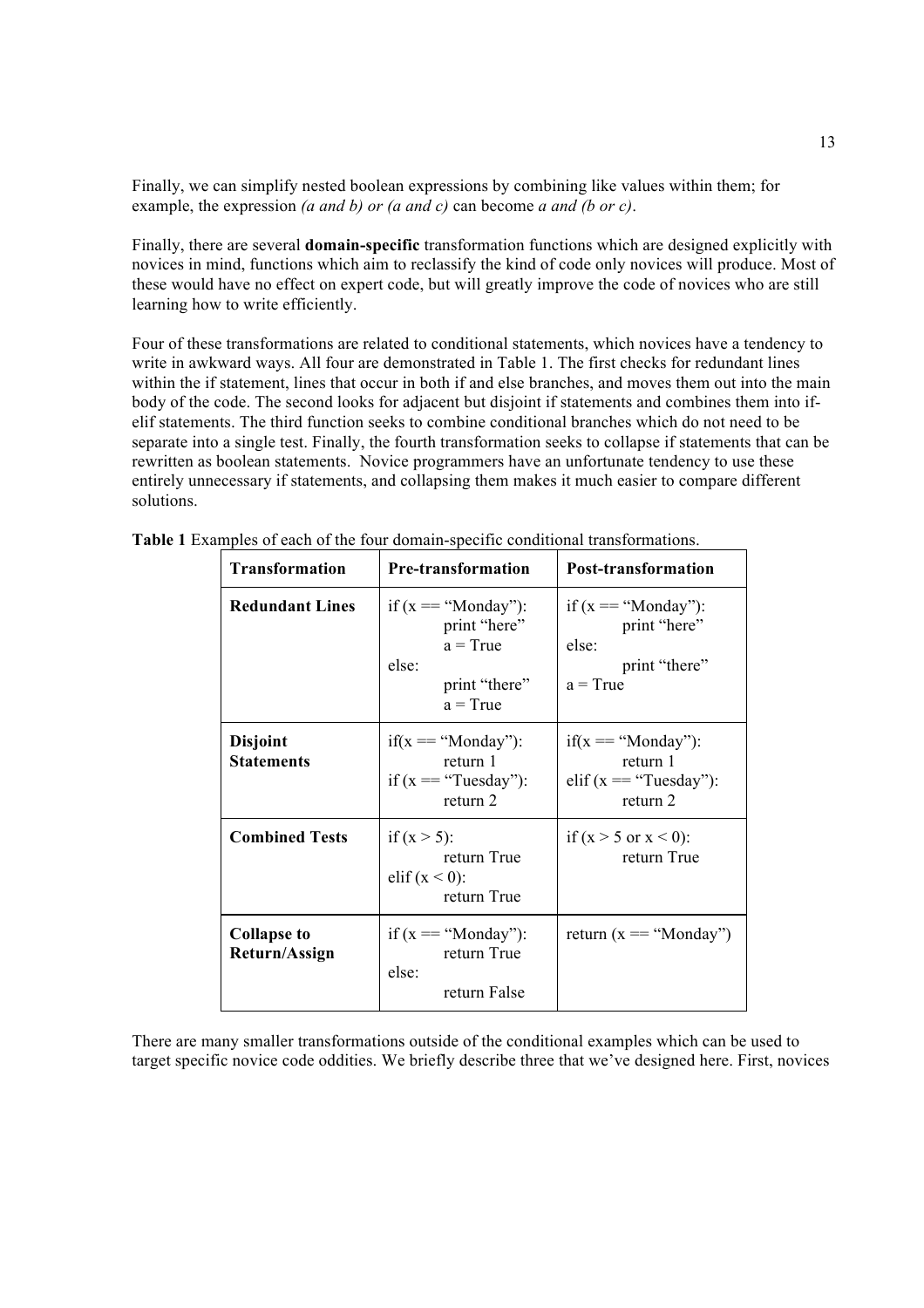Finally, we can simplify nested boolean expressions by combining like values within them; for example, the expression *(a and b) or (a and c)* can become *a and (b or c)*.

Finally, there are several **domain-specific** transformation functions which are designed explicitly with novices in mind, functions which aim to reclassify the kind of code only novices will produce. Most of these would have no effect on expert code, but will greatly improve the code of novices who are still learning how to write efficiently.

Four of these transformations are related to conditional statements, which novices have a tendency to write in awkward ways. All four are demonstrated in Table 1. The first checks for redundant lines within the if statement, lines that occur in both if and else branches, and moves them out into the main body of the code. The second looks for adjacent but disjoint if statements and combines them into if-elif statements. The third function seeks to combine conditional branches which do not need to be separate into a single test. Finally, the fourth transformation seeks to collapse if statements that can be rewritten as boolean statements. Novice programmers have an unfortunate tendency to use these entirely unnecessary if statements, and collapsing them makes it much easier to compare different solutions.

**Table 1** Examples of each of the four domain-specific conditional transformations.

| Transformation | Pre-transformation | Post-transformation |
|---|---|---|
| **Redundant Lines** | if (x == "Monday"):<br>    print "here"<br>    a = True<br>else:<br>    print "there"<br>    a = True | if (x == "Monday"):<br>    print "here"<br>else:<br>    print "there"<br>a = True |
| **Disjoint Statements** | if(x == "Monday"):<br>    return 1<br>if (x == "Tuesday"):<br>    return 2 | if(x == "Monday"):<br>    return 1<br>elif (x == "Tuesday"):<br>    return 2 |
| **Combined Tests** | if (x > 5):<br>    return True<br>elif (x < 0):<br>    return True | if (x > 5 or x < 0):<br>    return True |
| **Collapse to Return/Assign** | if (x == "Monday"):<br>    return True<br>else:<br>    return False | return (x == "Monday") |

There are many smaller transformations outside of the conditional examples which can be used to target specific novice code oddities. We briefly describe three that we've designed here. First, novices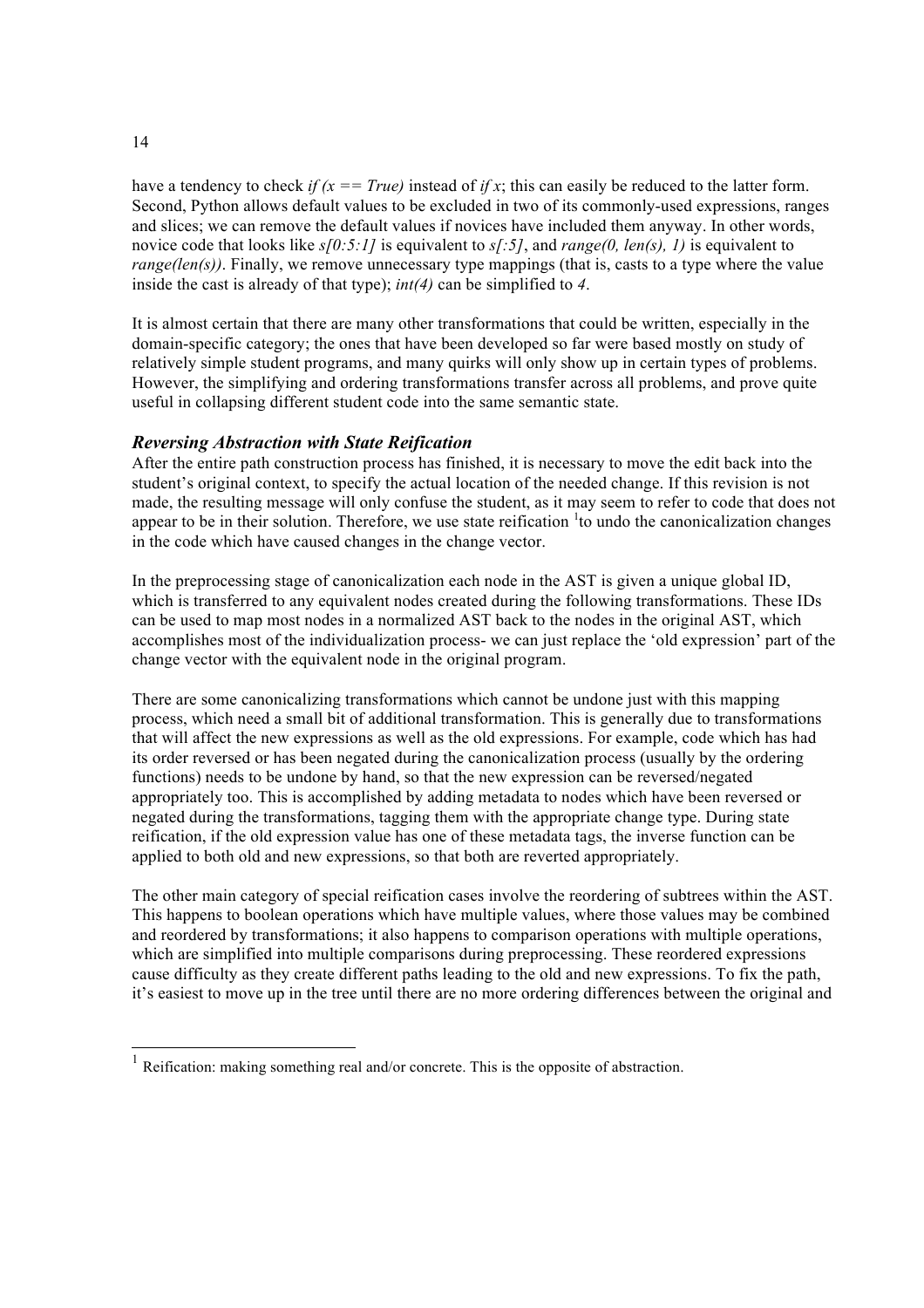have a tendency to check *if (x == True)* instead of *if x*; this can easily be reduced to the latter form. Second, Python allows default values to be excluded in two of its commonly-used expressions, ranges and slices; we can remove the default values if novices have included them anyway. In other words, novice code that looks like *s[0:5:1]* is equivalent to *s[:5]*, and *range(0, len(s), 1)* is equivalent to *range(len(s))*. Finally, we remove unnecessary type mappings (that is, casts to a type where the value inside the cast is already of that type); *int(4)* can be simplified to *4*.

It is almost certain that there are many other transformations that could be written, especially in the domain-specific category; the ones that have been developed so far were based mostly on study of relatively simple student programs, and many quirks will only show up in certain types of problems. However, the simplifying and ordering transformations transfer across all problems, and prove quite useful in collapsing different student code into the same semantic state.

### *Reversing Abstraction with State Reification*

After the entire path construction process has finished, it is necessary to move the edit back into the student's original context, to specify the actual location of the needed change. If this revision is not made, the resulting message will only confuse the student, as it may seem to refer to code that does not appear to be in their solution. Therefore, we use state reification [1]to undo the canonicalization changes in the code which have caused changes in the change vector.

In the preprocessing stage of canonicalization each node in the AST is given a unique global ID, which is transferred to any equivalent nodes created during the following transformations. These IDs can be used to map most nodes in a normalized AST back to the nodes in the original AST, which accomplishes most of the individualization process- we can just replace the 'old expression' part of the change vector with the equivalent node in the original program.

There are some canonicalizing transformations which cannot be undone just with this mapping process, which need a small bit of additional transformation. This is generally due to transformations that will affect the new expressions as well as the old expressions. For example, code which has had its order reversed or has been negated during the canonicalization process (usually by the ordering functions) needs to be undone by hand, so that the new expression can be reversed/negated appropriately too. This is accomplished by adding metadata to nodes which have been reversed or negated during the transformations, tagging them with the appropriate change type. During state reification, if the old expression value has one of these metadata tags, the inverse function can be applied to both old and new expressions, so that both are reverted appropriately.

The other main category of special reification cases involve the reordering of subtrees within the AST. This happens to boolean operations which have multiple values, where those values may be combined and reordered by transformations; it also happens to comparison operations with multiple operations, which are simplified into multiple comparisons during preprocessing. These reordered expressions cause difficulty as they create different paths leading to the old and new expressions. To fix the path, it's easiest to move up in the tree until there are no more ordering differences between the original and

[1] Reification: making something real and/or concrete. This is the opposite of abstraction.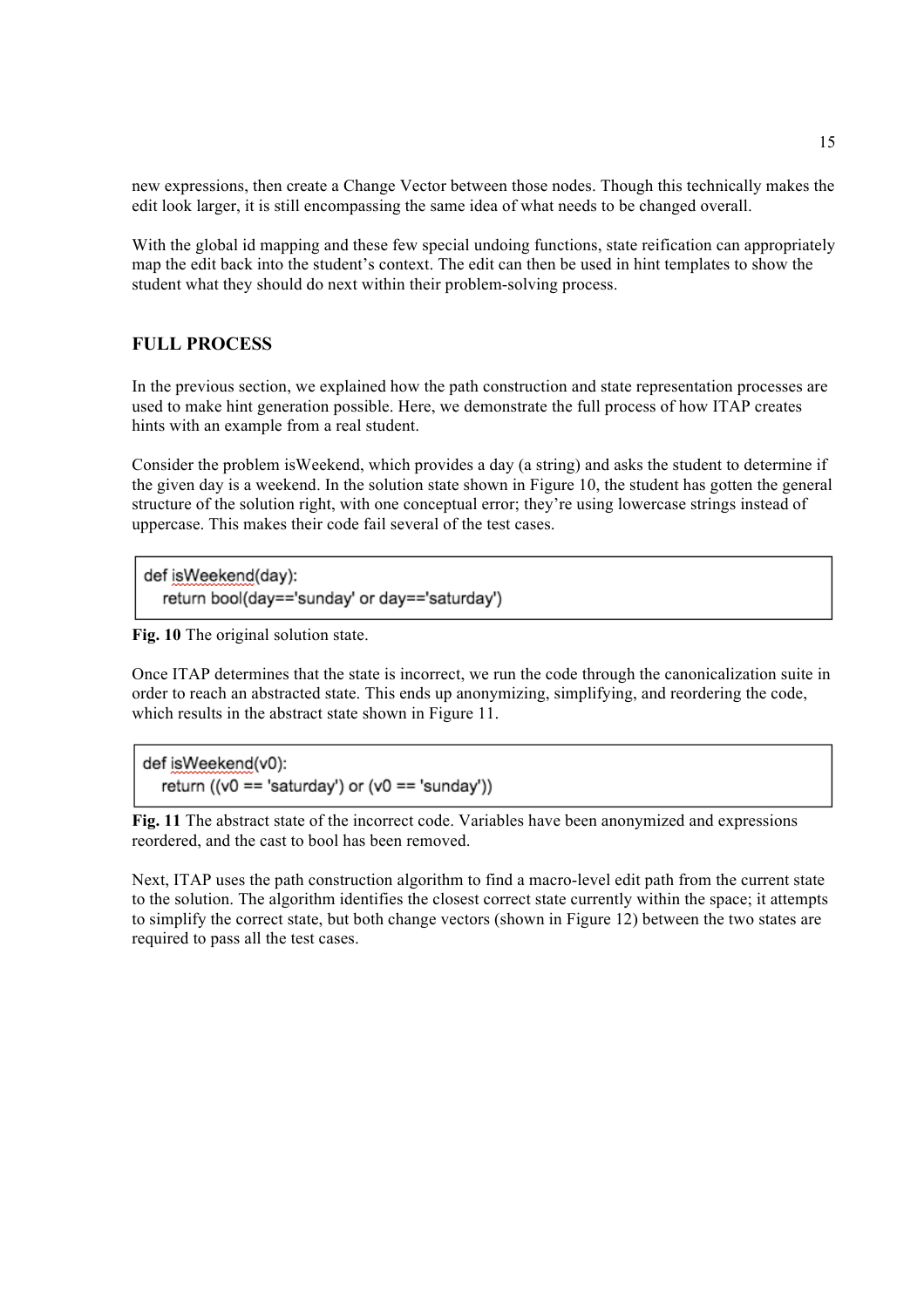new expressions, then create a Change Vector between those nodes. Though this technically makes the edit look larger, it is still encompassing the same idea of what needs to be changed overall.

With the global id mapping and these few special undoing functions, state reification can appropriately map the edit back into the student's context. The edit can then be used in hint templates to show the student what they should do next within their problem-solving process.

## FULL PROCESS

In the previous section, we explained how the path construction and state representation processes are used to make hint generation possible. Here, we demonstrate the full process of how ITAP creates hints with an example from a real student.

Consider the problem isWeekend, which provides a day (a string) and asks the student to determine if the given day is a weekend. In the solution state shown in Figure 10, the student has gotten the general structure of the solution right, with one conceptual error; they're using lowercase strings instead of uppercase. This makes their code fail several of the test cases.

```
def isWeekend(day):
    return bool(day=='sunday' or day=='saturday')
```

**Fig. 10** The original solution state.

Once ITAP determines that the state is incorrect, we run the code through the canonicalization suite in order to reach an abstracted state. This ends up anonymizing, simplifying, and reordering the code, which results in the abstract state shown in Figure 11.

```
def isWeekend(v0):
    return ((v0 == 'saturday') or (v0 == 'sunday'))
```

**Fig. 11** The abstract state of the incorrect code. Variables have been anonymized and expressions reordered, and the cast to bool has been removed.

Next, ITAP uses the path construction algorithm to find a macro-level edit path from the current state to the solution. The algorithm identifies the closest correct state currently within the space; it attempts to simplify the correct state, but both change vectors (shown in Figure 12) between the two states are required to pass all the test cases.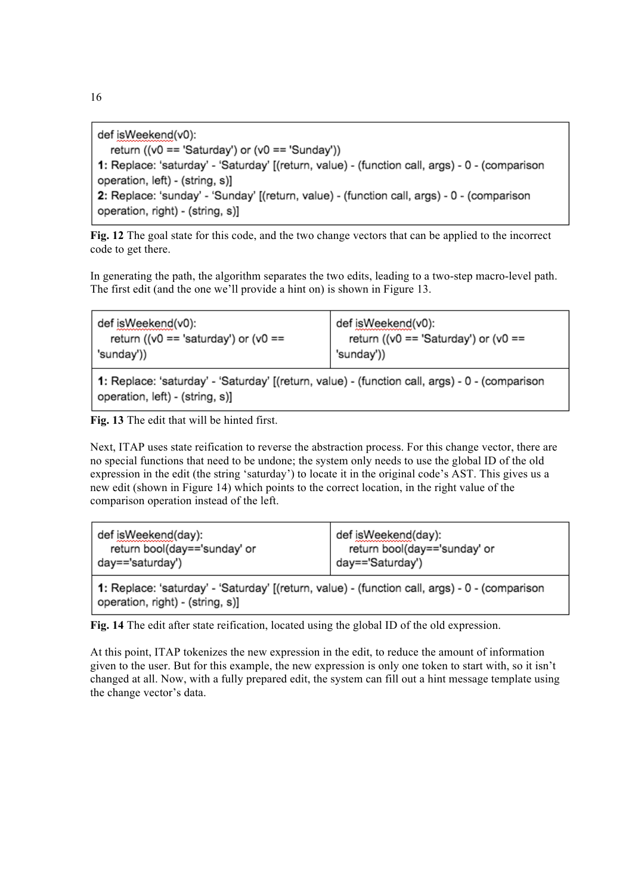```
def isWeekend(v0):
    return ((v0 == 'Saturday') or (v0 == 'Sunday'))
```

**1:** Replace: 'saturday' - 'Saturday' [(return, value) - (function call, args) - 0 - (comparison operation, left) - (string, s)]

**2:** Replace: 'sunday' - 'Sunday' [(return, value) - (function call, args) - 0 - (comparison operation, right) - (string, s)]

**Fig. 12** The goal state for this code, and the two change vectors that can be applied to the incorrect code to get there.

In generating the path, the algorithm separates the two edits, leading to a two-step macro-level path. The first edit (and the one we'll provide a hint on) is shown in Figure 13.

| `def isWeekend(v0):`<br>`    return ((v0 == 'saturday') or (v0 == 'sunday'))` | `def isWeekend(v0):`<br>`    return ((v0 == 'Saturday') or (v0 == 'sunday'))` |
| --- | --- |
| **1:** Replace: 'saturday' - 'Saturday' [(return, value) - (function call, args) - 0 - (comparison operation, left) - (string, s)] | |

**Fig. 13** The edit that will be hinted first.

Next, ITAP uses state reification to reverse the abstraction process. For this change vector, there are no special functions that need to be undone; the system only needs to use the global ID of the old expression in the edit (the string 'saturday') to locate it in the original code's AST. This gives us a new edit (shown in Figure 14) which points to the correct location, in the right value of the comparison operation instead of the left.

| `def isWeekend(day):`<br>`    return bool(day=='sunday' or day=='saturday')` | `def isWeekend(day):`<br>`    return bool(day=='sunday' or day=='Saturday')` |
| --- | --- |
| **1:** Replace: 'saturday' - 'Saturday' [(return, value) - (function call, args) - 0 - (comparison operation, right) - (string, s)] | |

**Fig. 14** The edit after state reification, located using the global ID of the old expression.

At this point, ITAP tokenizes the new expression in the edit, to reduce the amount of information given to the user. But for this example, the new expression is only one token to start with, so it isn't changed at all. Now, with a fully prepared edit, the system can fill out a hint message template using the change vector's data.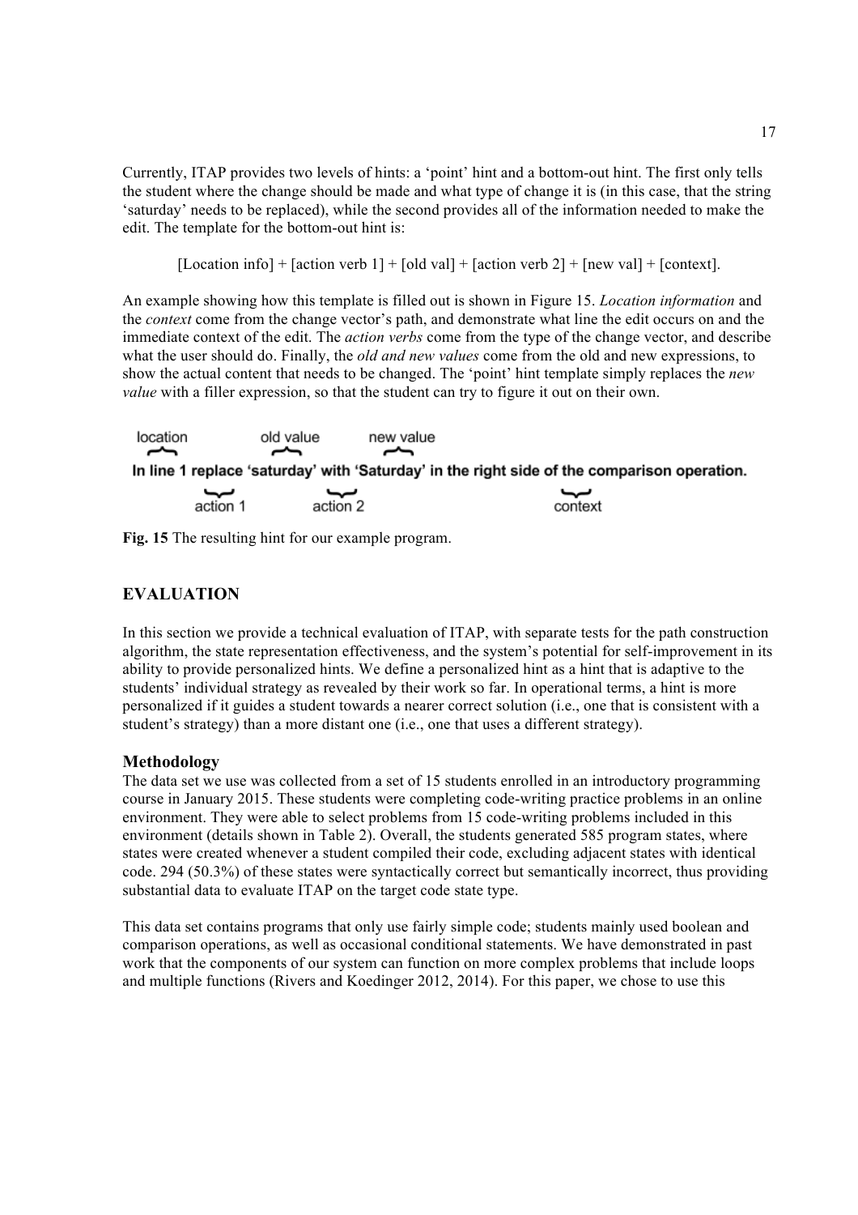Currently, ITAP provides two levels of hints: a 'point' hint and a bottom-out hint. The first only tells the student where the change should be made and what type of change it is (in this case, that the string 'saturday' needs to be replaced), while the second provides all of the information needed to make the edit. The template for the bottom-out hint is:

[Location info] + [action verb 1] + [old val] + [action verb 2] + [new val] + [context].

An example showing how this template is filled out is shown in Figure 15. *Location information* and the *context* come from the change vector's path, and demonstrate what line the edit occurs on and the immediate context of the edit. The *action verbs* come from the type of the change vector, and describe what the user should do. Finally, the *old and new values* come from the old and new expressions, to show the actual content that needs to be changed. The 'point' hint template simply replaces the *new value* with a filler expression, so that the student can try to figure it out on their own.

location — old value — new value

**In line 1 replace 'saturday' with 'Saturday' in the right side of the comparison operation.**

action 1 — action 2 — context

**Fig. 15** The resulting hint for our example program.

## EVALUATION

In this section we provide a technical evaluation of ITAP, with separate tests for the path construction algorithm, the state representation effectiveness, and the system's potential for self-improvement in its ability to provide personalized hints. We define a personalized hint as a hint that is adaptive to the students' individual strategy as revealed by their work so far. In operational terms, a hint is more personalized if it guides a student towards a nearer correct solution (i.e., one that is consistent with a student's strategy) than a more distant one (i.e., one that uses a different strategy).

### Methodology

The data set we use was collected from a set of 15 students enrolled in an introductory programming course in January 2015. These students were completing code-writing practice problems in an online environment. They were able to select problems from 15 code-writing problems included in this environment (details shown in Table 2). Overall, the students generated 585 program states, where states were created whenever a student compiled their code, excluding adjacent states with identical code. 294 (50.3%) of these states were syntactically correct but semantically incorrect, thus providing substantial data to evaluate ITAP on the target code state type.

This data set contains programs that only use fairly simple code; students mainly used boolean and comparison operations, as well as occasional conditional statements. We have demonstrated in past work that the components of our system can function on more complex problems that include loops and multiple functions (Rivers and Koedinger 2012, 2014). For this paper, we chose to use this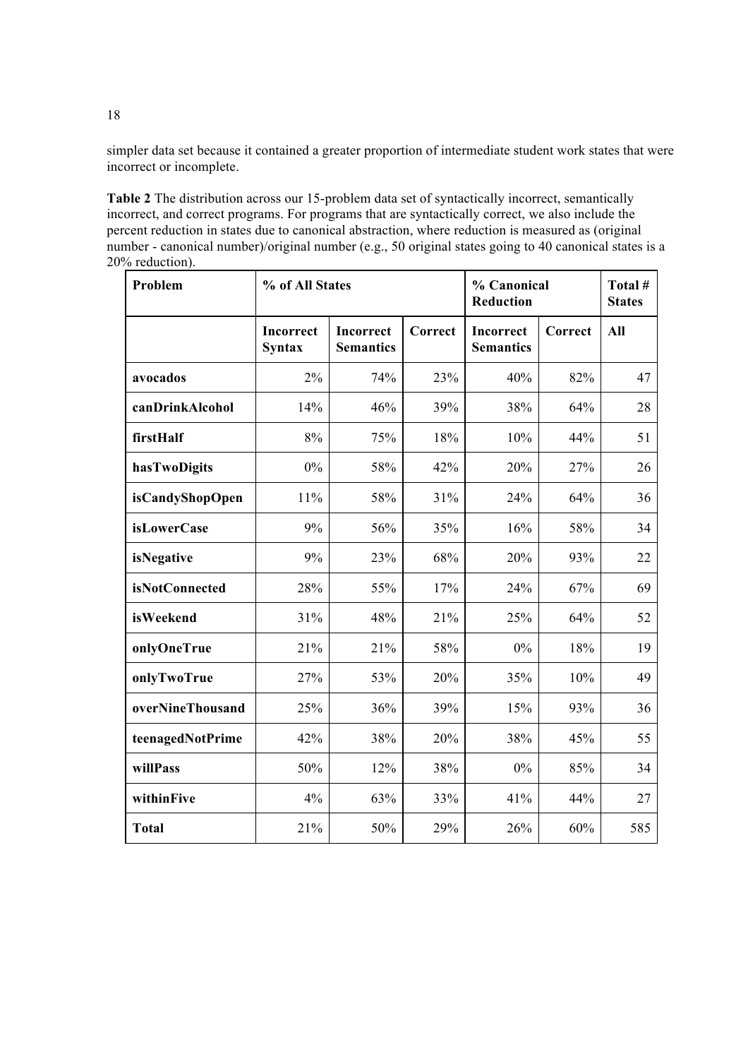simpler data set because it contained a greater proportion of intermediate student work states that were incorrect or incomplete.

**Table 2** The distribution across our 15-problem data set of syntactically incorrect, semantically incorrect, and correct programs. For programs that are syntactically correct, we also include the percent reduction in states due to canonical abstraction, where reduction is measured as (original number - canonical number)/original number (e.g., 50 original states going to 40 canonical states is a 20% reduction).

| Problem | % of All States | | | % Canonical Reduction | | Total # States |
|---|---|---|---|---|---|---|
| | **Incorrect Syntax** | **Incorrect Semantics** | **Correct** | **Incorrect Semantics** | **Correct** | **All** |
| **avocados** | 2% | 74% | 23% | 40% | 82% | 47 |
| **canDrinkAlcohol** | 14% | 46% | 39% | 38% | 64% | 28 |
| **firstHalf** | 8% | 75% | 18% | 10% | 44% | 51 |
| **hasTwoDigits** | 0% | 58% | 42% | 20% | 27% | 26 |
| **isCandyShopOpen** | 11% | 58% | 31% | 24% | 64% | 36 |
| **isLowerCase** | 9% | 56% | 35% | 16% | 58% | 34 |
| **isNegative** | 9% | 23% | 68% | 20% | 93% | 22 |
| **isNotConnected** | 28% | 55% | 17% | 24% | 67% | 69 |
| **isWeekend** | 31% | 48% | 21% | 25% | 64% | 52 |
| **onlyOneTrue** | 21% | 21% | 58% | 0% | 18% | 19 |
| **onlyTwoTrue** | 27% | 53% | 20% | 35% | 10% | 49 |
| **overNineThousand** | 25% | 36% | 39% | 15% | 93% | 36 |
| **teenagedNotPrime** | 42% | 38% | 20% | 38% | 45% | 55 |
| **willPass** | 50% | 12% | 38% | 0% | 85% | 34 |
| **withinFive** | 4% | 63% | 33% | 41% | 44% | 27 |
| **Total** | 21% | 50% | 29% | 26% | 60% | 585 |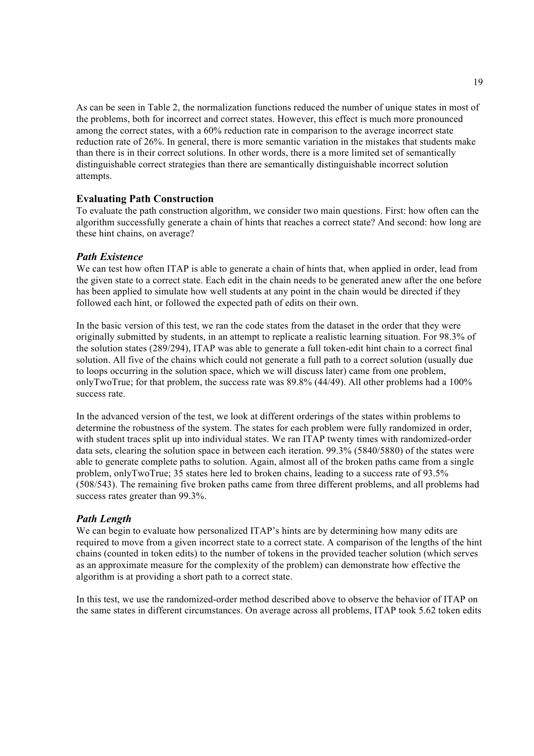As can be seen in Table 2, the normalization functions reduced the number of unique states in most of the problems, both for incorrect and correct states. However, this effect is much more pronounced among the correct states, with a 60% reduction rate in comparison to the average incorrect state reduction rate of 26%. In general, there is more semantic variation in the mistakes that students make than there is in their correct solutions. In other words, there is a more limited set of semantically distinguishable correct strategies than there are semantically distinguishable incorrect solution attempts.

## Evaluating Path Construction

To evaluate the path construction algorithm, we consider two main questions. First: how often can the algorithm successfully generate a chain of hints that reaches a correct state? And second: how long are these hint chains, on average?

### *Path Existence*

We can test how often ITAP is able to generate a chain of hints that, when applied in order, lead from the given state to a correct state. Each edit in the chain needs to be generated anew after the one before has been applied to simulate how well students at any point in the chain would be directed if they followed each hint, or followed the expected path of edits on their own.

In the basic version of this test, we ran the code states from the dataset in the order that they were originally submitted by students, in an attempt to replicate a realistic learning situation. For 98.3% of the solution states (289/294), ITAP was able to generate a full token-edit hint chain to a correct final solution. All five of the chains which could not generate a full path to a correct solution (usually due to loops occurring in the solution space, which we will discuss later) came from one problem, onlyTwoTrue; for that problem, the success rate was 89.8% (44/49). All other problems had a 100% success rate.

In the advanced version of the test, we look at different orderings of the states within problems to determine the robustness of the system. The states for each problem were fully randomized in order, with student traces split up into individual states. We ran ITAP twenty times with randomized-order data sets, clearing the solution space in between each iteration. 99.3% (5840/5880) of the states were able to generate complete paths to solution. Again, almost all of the broken paths came from a single problem, onlyTwoTrue; 35 states here led to broken chains, leading to a success rate of 93.5% (508/543). The remaining five broken paths came from three different problems, and all problems had success rates greater than 99.3%.

### *Path Length*

We can begin to evaluate how personalized ITAP's hints are by determining how many edits are required to move from a given incorrect state to a correct state. A comparison of the lengths of the hint chains (counted in token edits) to the number of tokens in the provided teacher solution (which serves as an approximate measure for the complexity of the problem) can demonstrate how effective the algorithm is at providing a short path to a correct state.

In this test, we use the randomized-order method described above to observe the behavior of ITAP on the same states in different circumstances. On average across all problems, ITAP took 5.62 token edits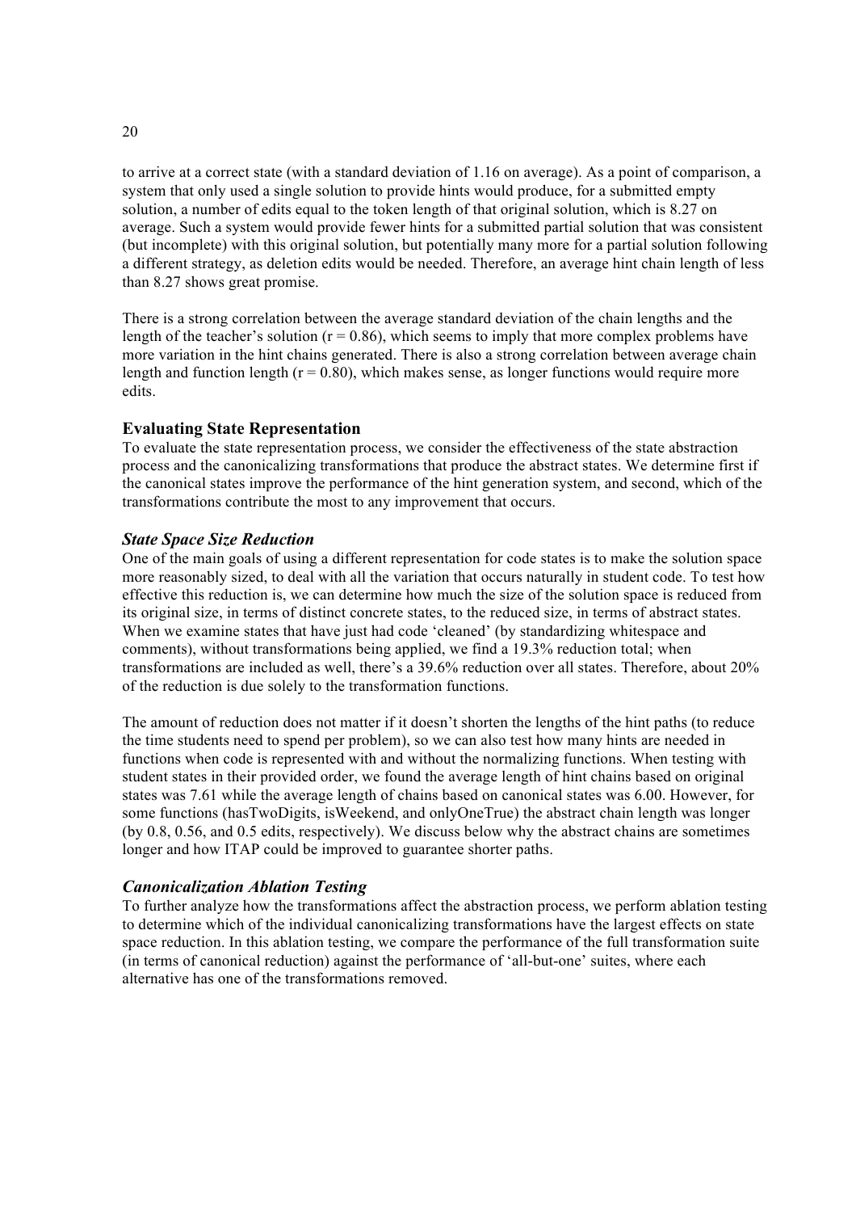to arrive at a correct state (with a standard deviation of 1.16 on average). As a point of comparison, a system that only used a single solution to provide hints would produce, for a submitted empty solution, a number of edits equal to the token length of that original solution, which is 8.27 on average. Such a system would provide fewer hints for a submitted partial solution that was consistent (but incomplete) with this original solution, but potentially many more for a partial solution following a different strategy, as deletion edits would be needed. Therefore, an average hint chain length of less than 8.27 shows great promise.

There is a strong correlation between the average standard deviation of the chain lengths and the length of the teacher's solution ($r = 0.86$), which seems to imply that more complex problems have more variation in the hint chains generated. There is also a strong correlation between average chain length and function length ($r = 0.80$), which makes sense, as longer functions would require more edits.

## Evaluating State Representation

To evaluate the state representation process, we consider the effectiveness of the state abstraction process and the canonicalizing transformations that produce the abstract states. We determine first if the canonical states improve the performance of the hint generation system, and second, which of the transformations contribute the most to any improvement that occurs.

### *State Space Size Reduction*

One of the main goals of using a different representation for code states is to make the solution space more reasonably sized, to deal with all the variation that occurs naturally in student code. To test how effective this reduction is, we can determine how much the size of the solution space is reduced from its original size, in terms of distinct concrete states, to the reduced size, in terms of abstract states. When we examine states that have just had code 'cleaned' (by standardizing whitespace and comments), without transformations being applied, we find a 19.3% reduction total; when transformations are included as well, there's a 39.6% reduction over all states. Therefore, about 20% of the reduction is due solely to the transformation functions.

The amount of reduction does not matter if it doesn't shorten the lengths of the hint paths (to reduce the time students need to spend per problem), so we can also test how many hints are needed in functions when code is represented with and without the normalizing functions. When testing with student states in their provided order, we found the average length of hint chains based on original states was 7.61 while the average length of chains based on canonical states was 6.00. However, for some functions (hasTwoDigits, isWeekend, and onlyOneTrue) the abstract chain length was longer (by 0.8, 0.56, and 0.5 edits, respectively). We discuss below why the abstract chains are sometimes longer and how ITAP could be improved to guarantee shorter paths.

### *Canonicalization Ablation Testing*

To further analyze how the transformations affect the abstraction process, we perform ablation testing to determine which of the individual canonicalizing transformations have the largest effects on state space reduction. In this ablation testing, we compare the performance of the full transformation suite (in terms of canonical reduction) against the performance of 'all-but-one' suites, where each alternative has one of the transformations removed.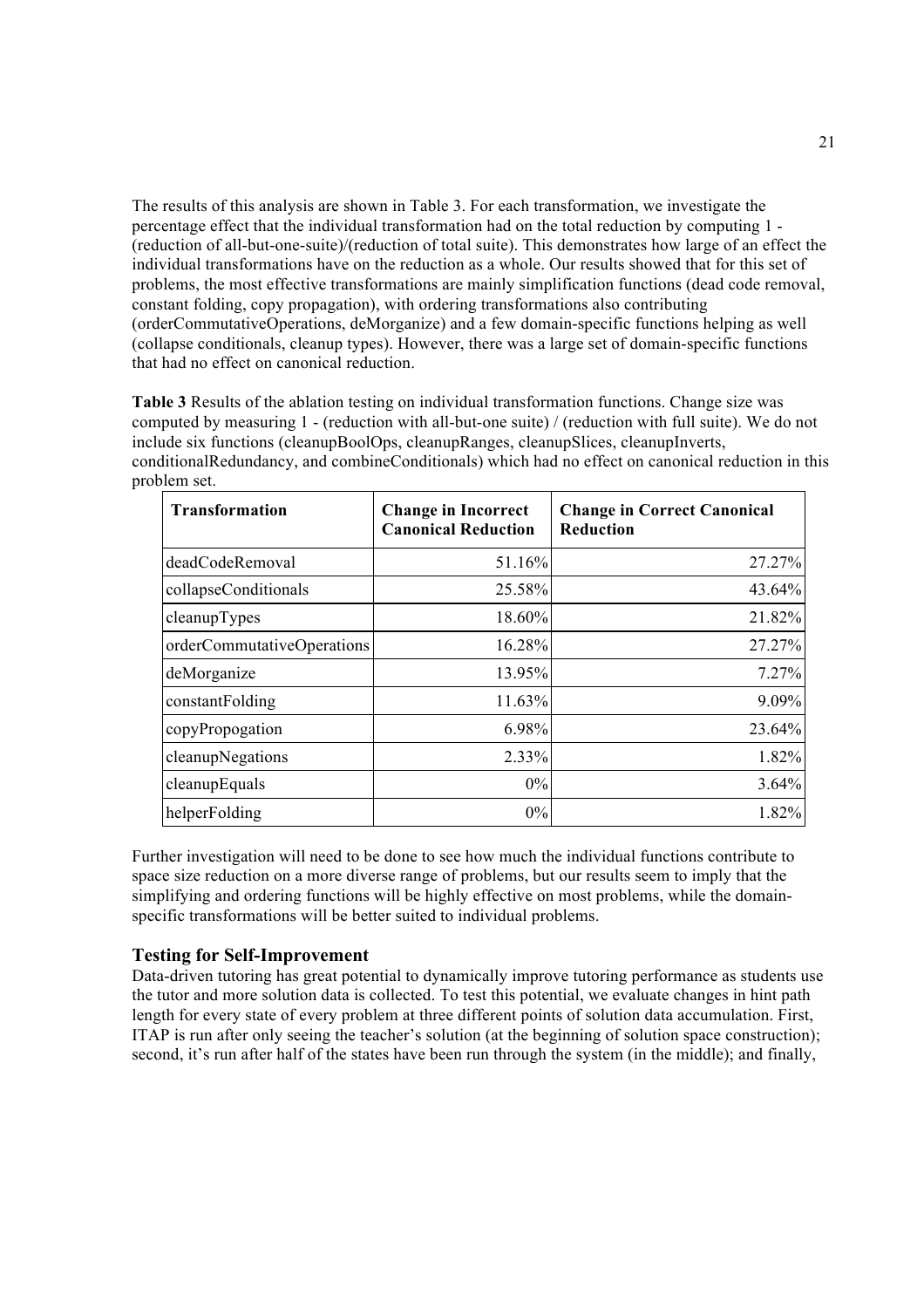The results of this analysis are shown in Table 3. For each transformation, we investigate the percentage effect that the individual transformation had on the total reduction by computing 1 - (reduction of all-but-one-suite)/(reduction of total suite). This demonstrates how large of an effect the individual transformations have on the reduction as a whole. Our results showed that for this set of problems, the most effective transformations are mainly simplification functions (dead code removal, constant folding, copy propagation), with ordering transformations also contributing (orderCommutativeOperations, deMorganize) and a few domain-specific functions helping as well (collapse conditionals, cleanup types). However, there was a large set of domain-specific functions that had no effect on canonical reduction.

**Table 3** Results of the ablation testing on individual transformation functions. Change size was computed by measuring 1 - (reduction with all-but-one suite) / (reduction with full suite). We do not include six functions (cleanupBoolOps, cleanupRanges, cleanupSlices, cleanupInverts, conditionalRedundancy, and combineConditionals) which had no effect on canonical reduction in this problem set.

| Transformation | Change in Incorrect Canonical Reduction | Change in Correct Canonical Reduction |
|---|---:|---:|
| deadCodeRemoval | 51.16% | 27.27% |
| collapseConditionals | 25.58% | 43.64% |
| cleanupTypes | 18.60% | 21.82% |
| orderCommutativeOperations | 16.28% | 27.27% |
| deMorganize | 13.95% | 7.27% |
| constantFolding | 11.63% | 9.09% |
| copyPropogation | 6.98% | 23.64% |
| cleanupNegations | 2.33% | 1.82% |
| cleanupEquals | 0% | 3.64% |
| helperFolding | 0% | 1.82% |

Further investigation will need to be done to see how much the individual functions contribute to space size reduction on a more diverse range of problems, but our results seem to imply that the simplifying and ordering functions will be highly effective on most problems, while the domain-specific transformations will be better suited to individual problems.

### Testing for Self-Improvement

Data-driven tutoring has great potential to dynamically improve tutoring performance as students use the tutor and more solution data is collected. To test this potential, we evaluate changes in hint path length for every state of every problem at three different points of solution data accumulation. First, ITAP is run after only seeing the teacher's solution (at the beginning of solution space construction); second, it's run after half of the states have been run through the system (in the middle); and finally,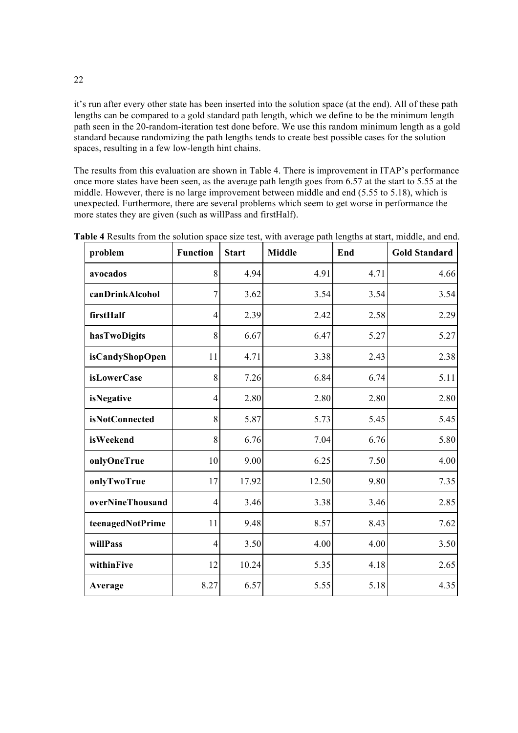it's run after every other state has been inserted into the solution space (at the end). All of these path lengths can be compared to a gold standard path length, which we define to be the minimum length path seen in the 20-random-iteration test done before. We use this random minimum length as a gold standard because randomizing the path lengths tends to create best possible cases for the solution spaces, resulting in a few low-length hint chains.

The results from this evaluation are shown in Table 4. There is improvement in ITAP's performance once more states have been seen, as the average path length goes from 6.57 at the start to 5.55 at the middle. However, there is no large improvement between middle and end (5.55 to 5.18), which is unexpected. Furthermore, there are several problems which seem to get worse in performance the more states they are given (such as willPass and firstHalf).

**Table 4** Results from the solution space size test, with average path lengths at start, middle, and end.

| problem | Function | Start | Middle | End | Gold Standard |
|---|---|---|---|---|---|
| **avocados** | 8 | 4.94 | 4.91 | 4.71 | 4.66 |
| **canDrinkAlcohol** | 7 | 3.62 | 3.54 | 3.54 | 3.54 |
| **firstHalf** | 4 | 2.39 | 2.42 | 2.58 | 2.29 |
| **hasTwoDigits** | 8 | 6.67 | 6.47 | 5.27 | 5.27 |
| **isCandyShopOpen** | 11 | 4.71 | 3.38 | 2.43 | 2.38 |
| **isLowerCase** | 8 | 7.26 | 6.84 | 6.74 | 5.11 |
| **isNegative** | 4 | 2.80 | 2.80 | 2.80 | 2.80 |
| **isNotConnected** | 8 | 5.87 | 5.73 | 5.45 | 5.45 |
| **isWeekend** | 8 | 6.76 | 7.04 | 6.76 | 5.80 |
| **onlyOneTrue** | 10 | 9.00 | 6.25 | 7.50 | 4.00 |
| **onlyTwoTrue** | 17 | 17.92 | 12.50 | 9.80 | 7.35 |
| **overNineThousand** | 4 | 3.46 | 3.38 | 3.46 | 2.85 |
| **teenagedNotPrime** | 11 | 9.48 | 8.57 | 8.43 | 7.62 |
| **willPass** | 4 | 3.50 | 4.00 | 4.00 | 3.50 |
| **withinFive** | 12 | 10.24 | 5.35 | 4.18 | 2.65 |
| **Average** | 8.27 | 6.57 | 5.55 | 5.18 | 4.35 |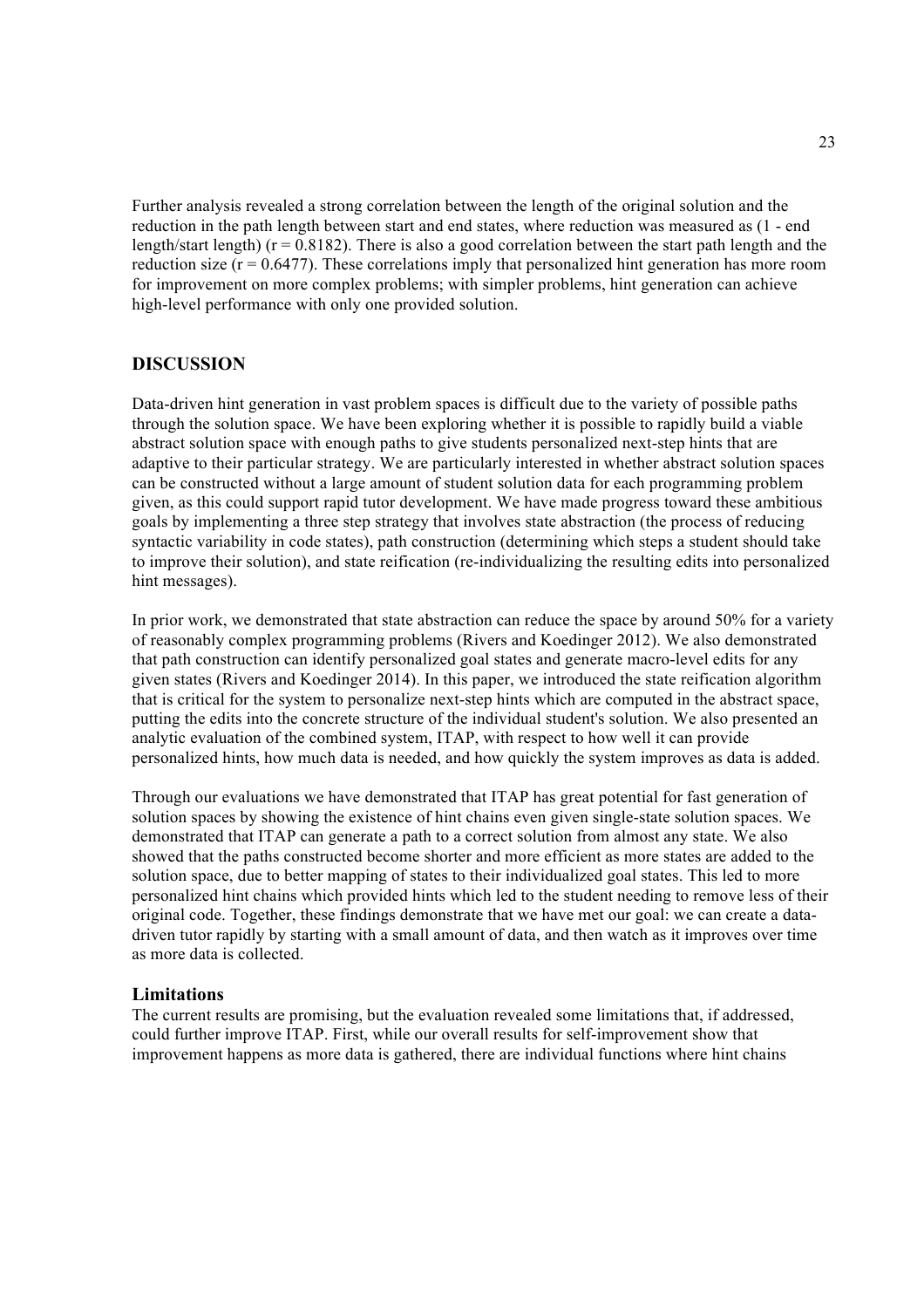Further analysis revealed a strong correlation between the length of the original solution and the reduction in the path length between start and end states, where reduction was measured as (1 - end length/start length) ($r = 0.8182$). There is also a good correlation between the start path length and the reduction size ($r = 0.6477$). These correlations imply that personalized hint generation has more room for improvement on more complex problems; with simpler problems, hint generation can achieve high-level performance with only one provided solution.

## DISCUSSION

Data-driven hint generation in vast problem spaces is difficult due to the variety of possible paths through the solution space. We have been exploring whether it is possible to rapidly build a viable abstract solution space with enough paths to give students personalized next-step hints that are adaptive to their particular strategy. We are particularly interested in whether abstract solution spaces can be constructed without a large amount of student solution data for each programming problem given, as this could support rapid tutor development. We have made progress toward these ambitious goals by implementing a three step strategy that involves state abstraction (the process of reducing syntactic variability in code states), path construction (determining which steps a student should take to improve their solution), and state reification (re-individualizing the resulting edits into personalized hint messages).

In prior work, we demonstrated that state abstraction can reduce the space by around 50% for a variety of reasonably complex programming problems (Rivers and Koedinger 2012). We also demonstrated that path construction can identify personalized goal states and generate macro-level edits for any given states (Rivers and Koedinger 2014). In this paper, we introduced the state reification algorithm that is critical for the system to personalize next-step hints which are computed in the abstract space, putting the edits into the concrete structure of the individual student's solution. We also presented an analytic evaluation of the combined system, ITAP, with respect to how well it can provide personalized hints, how much data is needed, and how quickly the system improves as data is added.

Through our evaluations we have demonstrated that ITAP has great potential for fast generation of solution spaces by showing the existence of hint chains even given single-state solution spaces. We demonstrated that ITAP can generate a path to a correct solution from almost any state. We also showed that the paths constructed become shorter and more efficient as more states are added to the solution space, due to better mapping of states to their individualized goal states. This led to more personalized hint chains which provided hints which led to the student needing to remove less of their original code. Together, these findings demonstrate that we have met our goal: we can create a data-driven tutor rapidly by starting with a small amount of data, and then watch as it improves over time as more data is collected.

### Limitations

The current results are promising, but the evaluation revealed some limitations that, if addressed, could further improve ITAP. First, while our overall results for self-improvement show that improvement happens as more data is gathered, there are individual functions where hint chains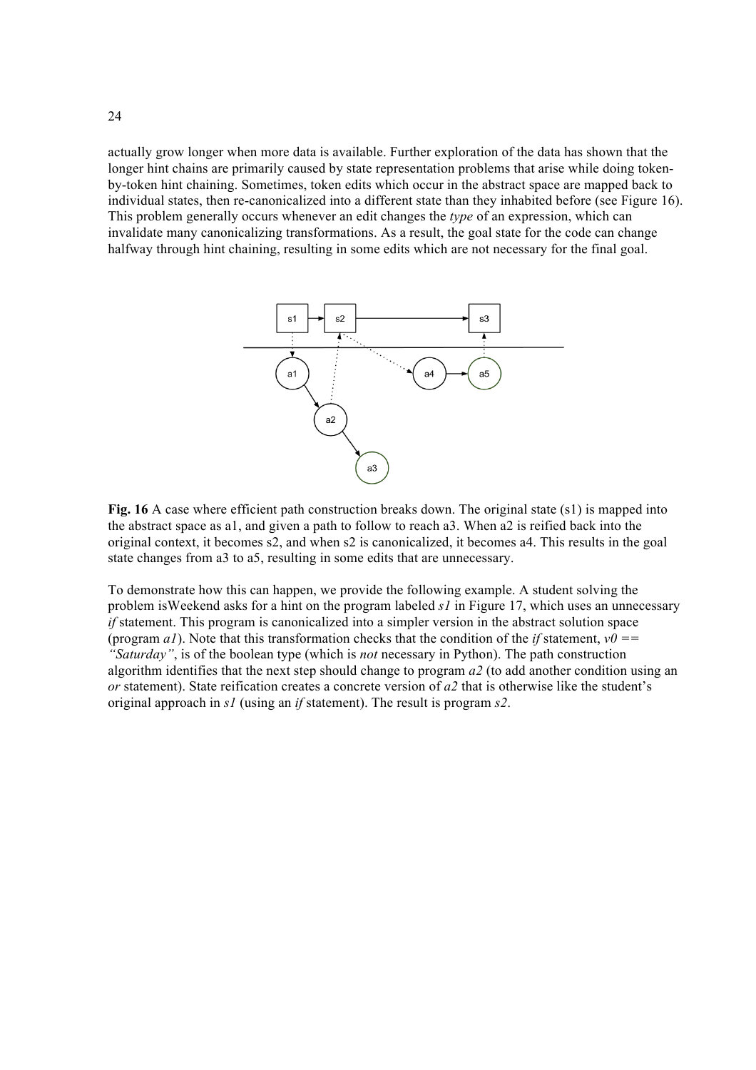actually grow longer when more data is available. Further exploration of the data has shown that the longer hint chains are primarily caused by state representation problems that arise while doing token-by-token hint chaining. Sometimes, token edits which occur in the abstract space are mapped back to individual states, then re-canonicalized into a different state than they inhabited before (see Figure 16). This problem generally occurs whenever an edit changes the *type* of an expression, which can invalidate many canonicalizing transformations. As a result, the goal state for the code can change halfway through hint chaining, resulting in some edits which are not necessary for the final goal.

**Fig. 16** A case where efficient path construction breaks down. The original state (s1) is mapped into the abstract space as a1, and given a path to follow to reach a3. When a2 is reified back into the original context, it becomes s2, and when s2 is canonicalized, it becomes a4. This results in the goal state changes from a3 to a5, resulting in some edits that are unnecessary.

To demonstrate how this can happen, we provide the following example. A student solving the problem isWeekend asks for a hint on the program labeled *s1* in Figure 17, which uses an unnecessary *if* statement. This program is canonicalized into a simpler version in the abstract solution space (program *a1*). Note that this transformation checks that the condition of the *if* statement, *v0 == "Saturday"*, is of the boolean type (which is *not* necessary in Python). The path construction algorithm identifies that the next step should change to program *a2* (to add another condition using an *or* statement). State reification creates a concrete version of *a2* that is otherwise like the student's original approach in *s1* (using an *if* statement). The result is program *s2*.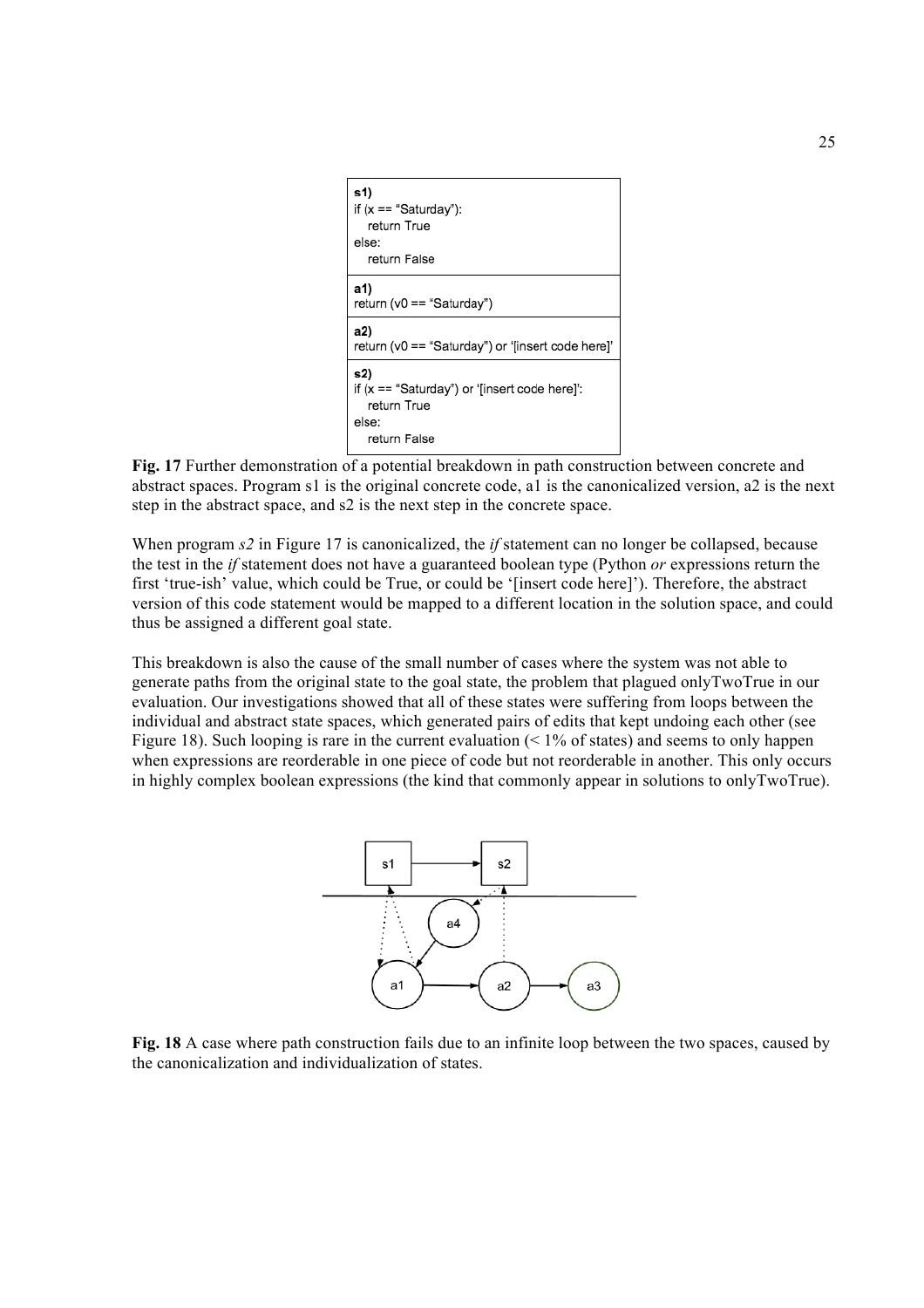**s1)**
```
if (x == "Saturday"):
   return True
else:
   return False
```

**a1)**
```
return (v0 == "Saturday")
```

**a2)**
```
return (v0 == "Saturday") or '[insert code here]'
```

**s2)**
```
if (x == "Saturday") or '[insert code here]':
   return True
else:
   return False
```

**Fig. 17** Further demonstration of a potential breakdown in path construction between concrete and abstract spaces. Program s1 is the original concrete code, a1 is the canonicalized version, a2 is the next step in the abstract space, and s2 is the next step in the concrete space.

When program *s2* in Figure 17 is canonicalized, the *if* statement can no longer be collapsed, because the test in the *if* statement does not have a guaranteed boolean type (Python *or* expressions return the first 'true-ish' value, which could be True, or could be '[insert code here]'). Therefore, the abstract version of this code statement would be mapped to a different location in the solution space, and could thus be assigned a different goal state.

This breakdown is also the cause of the small number of cases where the system was not able to generate paths from the original state to the goal state, the problem that plagued onlyTwoTrue in our evaluation. Our investigations showed that all of these states were suffering from loops between the individual and abstract state spaces, which generated pairs of edits that kept undoing each other (see Figure 18). Such looping is rare in the current evaluation (< 1% of states) and seems to only happen when expressions are reorderable in one piece of code but not reorderable in another. This only occurs in highly complex boolean expressions (the kind that commonly appear in solutions to onlyTwoTrue).

**Fig. 18** A case where path construction fails due to an infinite loop between the two spaces, caused by the canonicalization and individualization of states.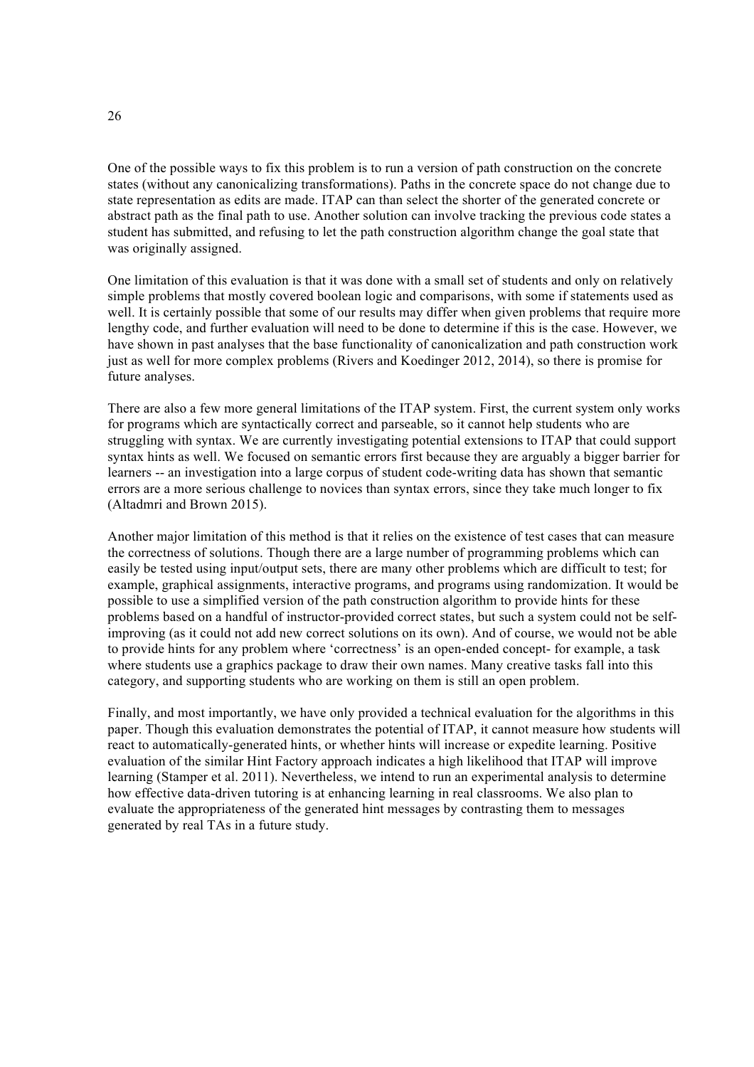One of the possible ways to fix this problem is to run a version of path construction on the concrete states (without any canonicalizing transformations). Paths in the concrete space do not change due to state representation as edits are made. ITAP can than select the shorter of the generated concrete or abstract path as the final path to use. Another solution can involve tracking the previous code states a student has submitted, and refusing to let the path construction algorithm change the goal state that was originally assigned.

One limitation of this evaluation is that it was done with a small set of students and only on relatively simple problems that mostly covered boolean logic and comparisons, with some if statements used as well. It is certainly possible that some of our results may differ when given problems that require more lengthy code, and further evaluation will need to be done to determine if this is the case. However, we have shown in past analyses that the base functionality of canonicalization and path construction work just as well for more complex problems (Rivers and Koedinger 2012, 2014), so there is promise for future analyses.

There are also a few more general limitations of the ITAP system. First, the current system only works for programs which are syntactically correct and parseable, so it cannot help students who are struggling with syntax. We are currently investigating potential extensions to ITAP that could support syntax hints as well. We focused on semantic errors first because they are arguably a bigger barrier for learners -- an investigation into a large corpus of student code-writing data has shown that semantic errors are a more serious challenge to novices than syntax errors, since they take much longer to fix (Altadmri and Brown 2015).

Another major limitation of this method is that it relies on the existence of test cases that can measure the correctness of solutions. Though there are a large number of programming problems which can easily be tested using input/output sets, there are many other problems which are difficult to test; for example, graphical assignments, interactive programs, and programs using randomization. It would be possible to use a simplified version of the path construction algorithm to provide hints for these problems based on a handful of instructor-provided correct states, but such a system could not be self-improving (as it could not add new correct solutions on its own). And of course, we would not be able to provide hints for any problem where 'correctness' is an open-ended concept- for example, a task where students use a graphics package to draw their own names. Many creative tasks fall into this category, and supporting students who are working on them is still an open problem.

Finally, and most importantly, we have only provided a technical evaluation for the algorithms in this paper. Though this evaluation demonstrates the potential of ITAP, it cannot measure how students will react to automatically-generated hints, or whether hints will increase or expedite learning. Positive evaluation of the similar Hint Factory approach indicates a high likelihood that ITAP will improve learning (Stamper et al. 2011). Nevertheless, we intend to run an experimental analysis to determine how effective data-driven tutoring is at enhancing learning in real classrooms. We also plan to evaluate the appropriateness of the generated hint messages by contrasting them to messages generated by real TAs in a future study.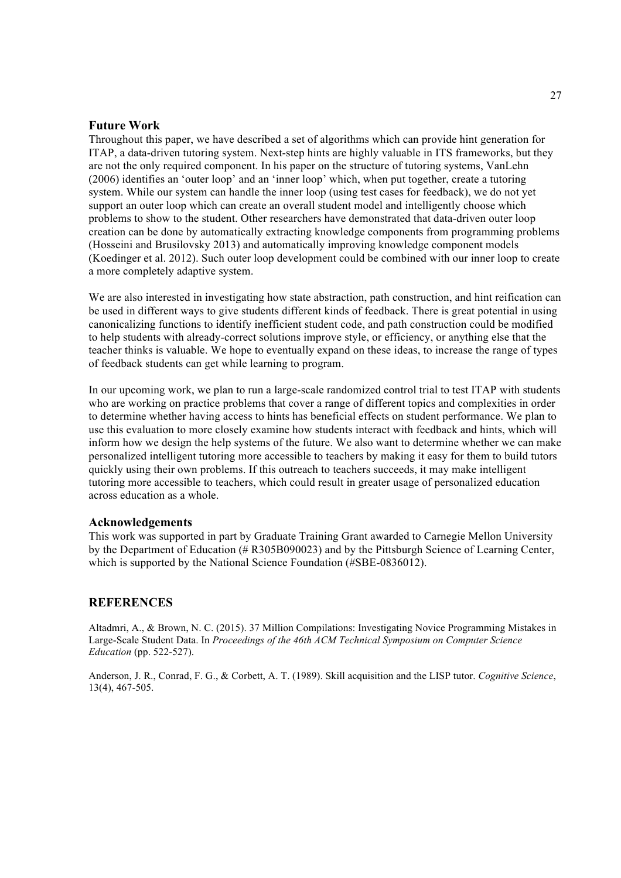## Future Work

Throughout this paper, we have described a set of algorithms which can provide hint generation for ITAP, a data-driven tutoring system. Next-step hints are highly valuable in ITS frameworks, but they are not the only required component. In his paper on the structure of tutoring systems, VanLehn (2006) identifies an 'outer loop' and an 'inner loop' which, when put together, create a tutoring system. While our system can handle the inner loop (using test cases for feedback), we do not yet support an outer loop which can create an overall student model and intelligently choose which problems to show to the student. Other researchers have demonstrated that data-driven outer loop creation can be done by automatically extracting knowledge components from programming problems (Hosseini and Brusilovsky 2013) and automatically improving knowledge component models (Koedinger et al. 2012). Such outer loop development could be combined with our inner loop to create a more completely adaptive system.

We are also interested in investigating how state abstraction, path construction, and hint reification can be used in different ways to give students different kinds of feedback. There is great potential in using canonicalizing functions to identify inefficient student code, and path construction could be modified to help students with already-correct solutions improve style, or efficiency, or anything else that the teacher thinks is valuable. We hope to eventually expand on these ideas, to increase the range of types of feedback students can get while learning to program.

In our upcoming work, we plan to run a large-scale randomized control trial to test ITAP with students who are working on practice problems that cover a range of different topics and complexities in order to determine whether having access to hints has beneficial effects on student performance. We plan to use this evaluation to more closely examine how students interact with feedback and hints, which will inform how we design the help systems of the future. We also want to determine whether we can make personalized intelligent tutoring more accessible to teachers by making it easy for them to build tutors quickly using their own problems. If this outreach to teachers succeeds, it may make intelligent tutoring more accessible to teachers, which could result in greater usage of personalized education across education as a whole.

## Acknowledgements

This work was supported in part by Graduate Training Grant awarded to Carnegie Mellon University by the Department of Education (# R305B090023) and by the Pittsburgh Science of Learning Center, which is supported by the National Science Foundation (#SBE-0836012).

## REFERENCES

Altadmri, A., & Brown, N. C. (2015). 37 Million Compilations: Investigating Novice Programming Mistakes in Large-Scale Student Data. In *Proceedings of the 46th ACM Technical Symposium on Computer Science Education* (pp. 522-527).

Anderson, J. R., Conrad, F. G., & Corbett, A. T. (1989). Skill acquisition and the LISP tutor. *Cognitive Science*, 13(4), 467-505.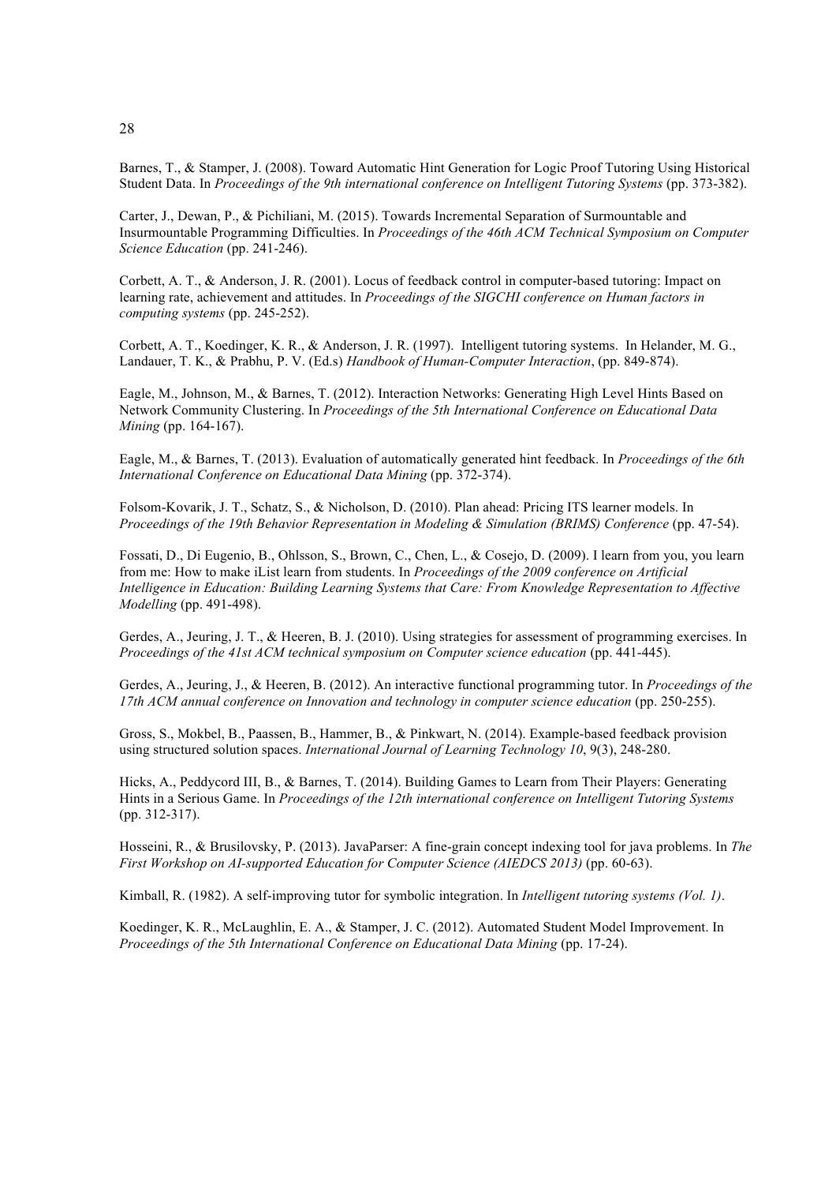Barnes, T., & Stamper, J. (2008). Toward Automatic Hint Generation for Logic Proof Tutoring Using Historical Student Data. In *Proceedings of the 9th international conference on Intelligent Tutoring Systems* (pp. 373-382).

Carter, J., Dewan, P., & Pichiliani, M. (2015). Towards Incremental Separation of Surmountable and Insurmountable Programming Difficulties. In *Proceedings of the 46th ACM Technical Symposium on Computer Science Education* (pp. 241-246).

Corbett, A. T., & Anderson, J. R. (2001). Locus of feedback control in computer-based tutoring: Impact on learning rate, achievement and attitudes. In *Proceedings of the SIGCHI conference on Human factors in computing systems* (pp. 245-252).

Corbett, A. T., Koedinger, K. R., & Anderson, J. R. (1997). Intelligent tutoring systems. In Helander, M. G., Landauer, T. K., & Prabhu, P. V. (Ed.s) *Handbook of Human-Computer Interaction*, (pp. 849-874).

Eagle, M., Johnson, M., & Barnes, T. (2012). Interaction Networks: Generating High Level Hints Based on Network Community Clustering. In *Proceedings of the 5th International Conference on Educational Data Mining* (pp. 164-167).

Eagle, M., & Barnes, T. (2013). Evaluation of automatically generated hint feedback. In *Proceedings of the 6th International Conference on Educational Data Mining* (pp. 372-374).

Folsom-Kovarik, J. T., Schatz, S., & Nicholson, D. (2010). Plan ahead: Pricing ITS learner models. In *Proceedings of the 19th Behavior Representation in Modeling & Simulation (BRIMS) Conference* (pp. 47-54).

Fossati, D., Di Eugenio, B., Ohlsson, S., Brown, C., Chen, L., & Cosejo, D. (2009). I learn from you, you learn from me: How to make iList learn from students. In *Proceedings of the 2009 conference on Artificial Intelligence in Education: Building Learning Systems that Care: From Knowledge Representation to Affective Modelling* (pp. 491-498).

Gerdes, A., Jeuring, J. T., & Heeren, B. J. (2010). Using strategies for assessment of programming exercises. In *Proceedings of the 41st ACM technical symposium on Computer science education* (pp. 441-445).

Gerdes, A., Jeuring, J., & Heeren, B. (2012). An interactive functional programming tutor. In *Proceedings of the 17th ACM annual conference on Innovation and technology in computer science education* (pp. 250-255).

Gross, S., Mokbel, B., Paassen, B., Hammer, B., & Pinkwart, N. (2014). Example-based feedback provision using structured solution spaces. *International Journal of Learning Technology 10*, 9(3), 248-280.

Hicks, A., Peddycord III, B., & Barnes, T. (2014). Building Games to Learn from Their Players: Generating Hints in a Serious Game. In *Proceedings of the 12th international conference on Intelligent Tutoring Systems* (pp. 312-317).

Hosseini, R., & Brusilovsky, P. (2013). JavaParser: A fine-grain concept indexing tool for java problems. In *The First Workshop on AI-supported Education for Computer Science (AIEDCS 2013)* (pp. 60-63).

Kimball, R. (1982). A self-improving tutor for symbolic integration. In *Intelligent tutoring systems (Vol. 1)*.

Koedinger, K. R., McLaughlin, E. A., & Stamper, J. C. (2012). Automated Student Model Improvement. In *Proceedings of the 5th International Conference on Educational Data Mining* (pp. 17-24).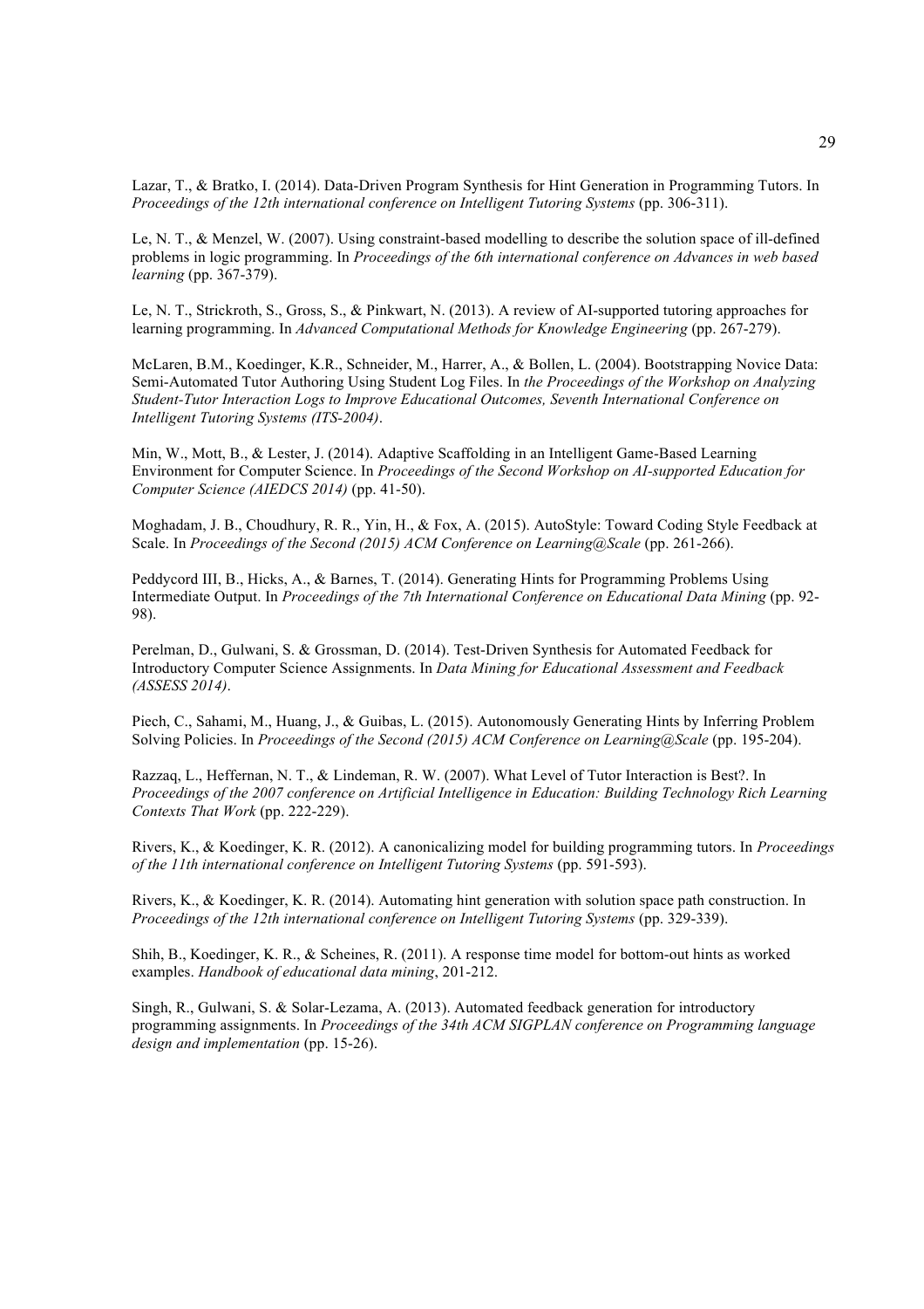Lazar, T., & Bratko, I. (2014). Data-Driven Program Synthesis for Hint Generation in Programming Tutors. In *Proceedings of the 12th international conference on Intelligent Tutoring Systems* (pp. 306-311).

Le, N. T., & Menzel, W. (2007). Using constraint-based modelling to describe the solution space of ill-defined problems in logic programming. In *Proceedings of the 6th international conference on Advances in web based learning* (pp. 367-379).

Le, N. T., Strickroth, S., Gross, S., & Pinkwart, N. (2013). A review of AI-supported tutoring approaches for learning programming. In *Advanced Computational Methods for Knowledge Engineering* (pp. 267-279).

McLaren, B.M., Koedinger, K.R., Schneider, M., Harrer, A., & Bollen, L. (2004). Bootstrapping Novice Data: Semi-Automated Tutor Authoring Using Student Log Files. In *the Proceedings of the Workshop on Analyzing Student-Tutor Interaction Logs to Improve Educational Outcomes, Seventh International Conference on Intelligent Tutoring Systems (ITS-2004)*.

Min, W., Mott, B., & Lester, J. (2014). Adaptive Scaffolding in an Intelligent Game-Based Learning Environment for Computer Science. In *Proceedings of the Second Workshop on AI-supported Education for Computer Science (AIEDCS 2014)* (pp. 41-50).

Moghadam, J. B., Choudhury, R. R., Yin, H., & Fox, A. (2015). AutoStyle: Toward Coding Style Feedback at Scale. In *Proceedings of the Second (2015) ACM Conference on Learning@Scale* (pp. 261-266).

Peddycord III, B., Hicks, A., & Barnes, T. (2014). Generating Hints for Programming Problems Using Intermediate Output. In *Proceedings of the 7th International Conference on Educational Data Mining* (pp. 92-98).

Perelman, D., Gulwani, S. & Grossman, D. (2014). Test-Driven Synthesis for Automated Feedback for Introductory Computer Science Assignments. In *Data Mining for Educational Assessment and Feedback (ASSESS 2014)*.

Piech, C., Sahami, M., Huang, J., & Guibas, L. (2015). Autonomously Generating Hints by Inferring Problem Solving Policies. In *Proceedings of the Second (2015) ACM Conference on Learning@Scale* (pp. 195-204).

Razzaq, L., Heffernan, N. T., & Lindeman, R. W. (2007). What Level of Tutor Interaction is Best?. In *Proceedings of the 2007 conference on Artificial Intelligence in Education: Building Technology Rich Learning Contexts That Work* (pp. 222-229).

Rivers, K., & Koedinger, K. R. (2012). A canonicalizing model for building programming tutors. In *Proceedings of the 11th international conference on Intelligent Tutoring Systems* (pp. 591-593).

Rivers, K., & Koedinger, K. R. (2014). Automating hint generation with solution space path construction. In *Proceedings of the 12th international conference on Intelligent Tutoring Systems* (pp. 329-339).

Shih, B., Koedinger, K. R., & Scheines, R. (2011). A response time model for bottom-out hints as worked examples. *Handbook of educational data mining*, 201-212.

Singh, R., Gulwani, S. & Solar-Lezama, A. (2013). Automated feedback generation for introductory programming assignments. In *Proceedings of the 34th ACM SIGPLAN conference on Programming language design and implementation* (pp. 15-26).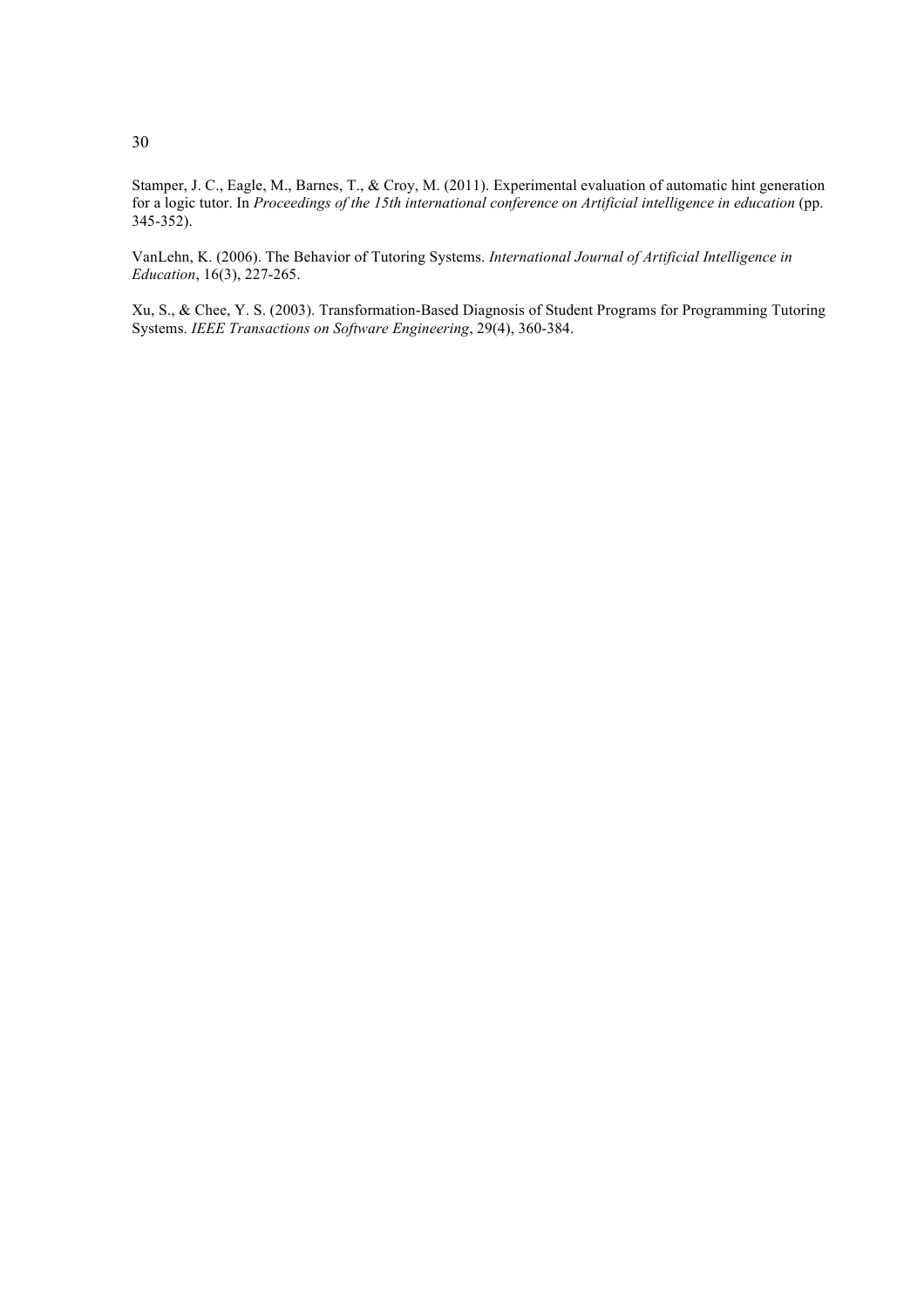Stamper, J. C., Eagle, M., Barnes, T., & Croy, M. (2011). Experimental evaluation of automatic hint generation for a logic tutor. In *Proceedings of the 15th international conference on Artificial intelligence in education* (pp. 345-352).

VanLehn, K. (2006). The Behavior of Tutoring Systems. *International Journal of Artificial Intelligence in Education*, 16(3), 227-265.

Xu, S., & Chee, Y. S. (2003). Transformation-Based Diagnosis of Student Programs for Programming Tutoring Systems. *IEEE Transactions on Software Engineering*, 29(4), 360-384.